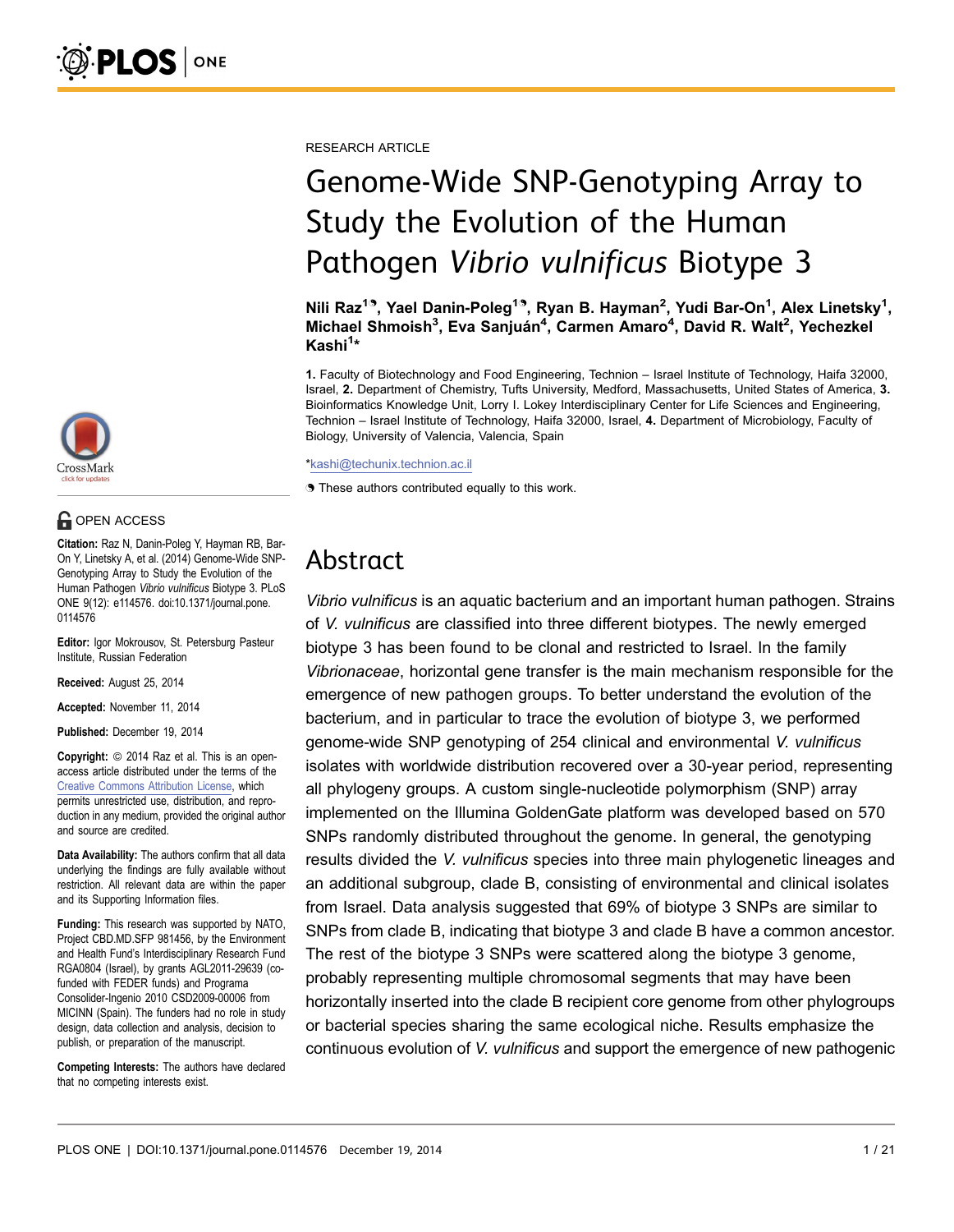RESEARCH ARTICLE

# Genome-Wide SNP-Genotyping Array to Study the Evolution of the Human Pathogen *Vibrio vulnificus* Biotype 3

**Nili Raz[1]◑, Yael Danin-Poleg[1]◑, Ryan B. Hayman[2], Yudi Bar-On[1], Alex Linetsky[1], Michael Shmoish[3], Eva Sanjuán[4], Carmen Amaro[4], David R. Walt[2], Yechezkel Kashi[1]***

**1.** Faculty of Biotechnology and Food Engineering, Technion – Israel Institute of Technology, Haifa 32000, Israel, **2.** Department of Chemistry, Tufts University, Medford, Massachusetts, United States of America, **3.** Bioinformatics Knowledge Unit, Lorry I. Lokey Interdisciplinary Center for Life Sciences and Engineering, Technion – Israel Institute of Technology, Haifa 32000, Israel, **4.** Department of Microbiology, Faculty of Biology, University of Valencia, Valencia, Spain

*kashi@techunix.technion.ac.il

◑ These authors contributed equally to this work.

OPEN ACCESS

**Citation:** Raz N, Danin-Poleg Y, Hayman RB, Bar-On Y, Linetsky A, et al. (2014) Genome-Wide SNP-Genotyping Array to Study the Evolution of the Human Pathogen *Vibrio vulnificus* Biotype 3. PLoS ONE 9(12): e114576. doi:10.1371/journal.pone.0114576

**Editor:** Igor Mokrousov, St. Petersburg Pasteur Institute, Russian Federation

**Received:** August 25, 2014

**Accepted:** November 11, 2014

**Published:** December 19, 2014

**Copyright:** © 2014 Raz et al. This is an open-access article distributed under the terms of the Creative Commons Attribution License, which permits unrestricted use, distribution, and reproduction in any medium, provided the original author and source are credited.

**Data Availability:** The authors confirm that all data underlying the findings are fully available without restriction. All relevant data are within the paper and its Supporting Information files.

**Funding:** This research was supported by NATO, Project CBD.MD.SFP 981456, by the Environment and Health Fund's Interdisciplinary Research Fund RGA0804 (Israel), by grants AGL2011-29639 (co-funded with FEDER funds) and Programa Consolider-Ingenio 2010 CSD2009-00006 from MICINN (Spain). The funders had no role in study design, data collection and analysis, decision to publish, or preparation of the manuscript.

**Competing Interests:** The authors have declared that no competing interests exist.

## Abstract

*Vibrio vulnificus* is an aquatic bacterium and an important human pathogen. Strains of *V. vulnificus* are classified into three different biotypes. The newly emerged biotype 3 has been found to be clonal and restricted to Israel. In the family *Vibrionaceae*, horizontal gene transfer is the main mechanism responsible for the emergence of new pathogen groups. To better understand the evolution of the bacterium, and in particular to trace the evolution of biotype 3, we performed genome-wide SNP genotyping of 254 clinical and environmental *V. vulnificus* isolates with worldwide distribution recovered over a 30-year period, representing all phylogeny groups. A custom single-nucleotide polymorphism (SNP) array implemented on the Illumina GoldenGate platform was developed based on 570 SNPs randomly distributed throughout the genome. In general, the genotyping results divided the *V. vulnificus* species into three main phylogenetic lineages and an additional subgroup, clade B, consisting of environmental and clinical isolates from Israel. Data analysis suggested that 69% of biotype 3 SNPs are similar to SNPs from clade B, indicating that biotype 3 and clade B have a common ancestor. The rest of the biotype 3 SNPs were scattered along the biotype 3 genome, probably representing multiple chromosomal segments that may have been horizontally inserted into the clade B recipient core genome from other phylogroups or bacterial species sharing the same ecological niche. Results emphasize the continuous evolution of *V. vulnificus* and support the emergence of new pathogenic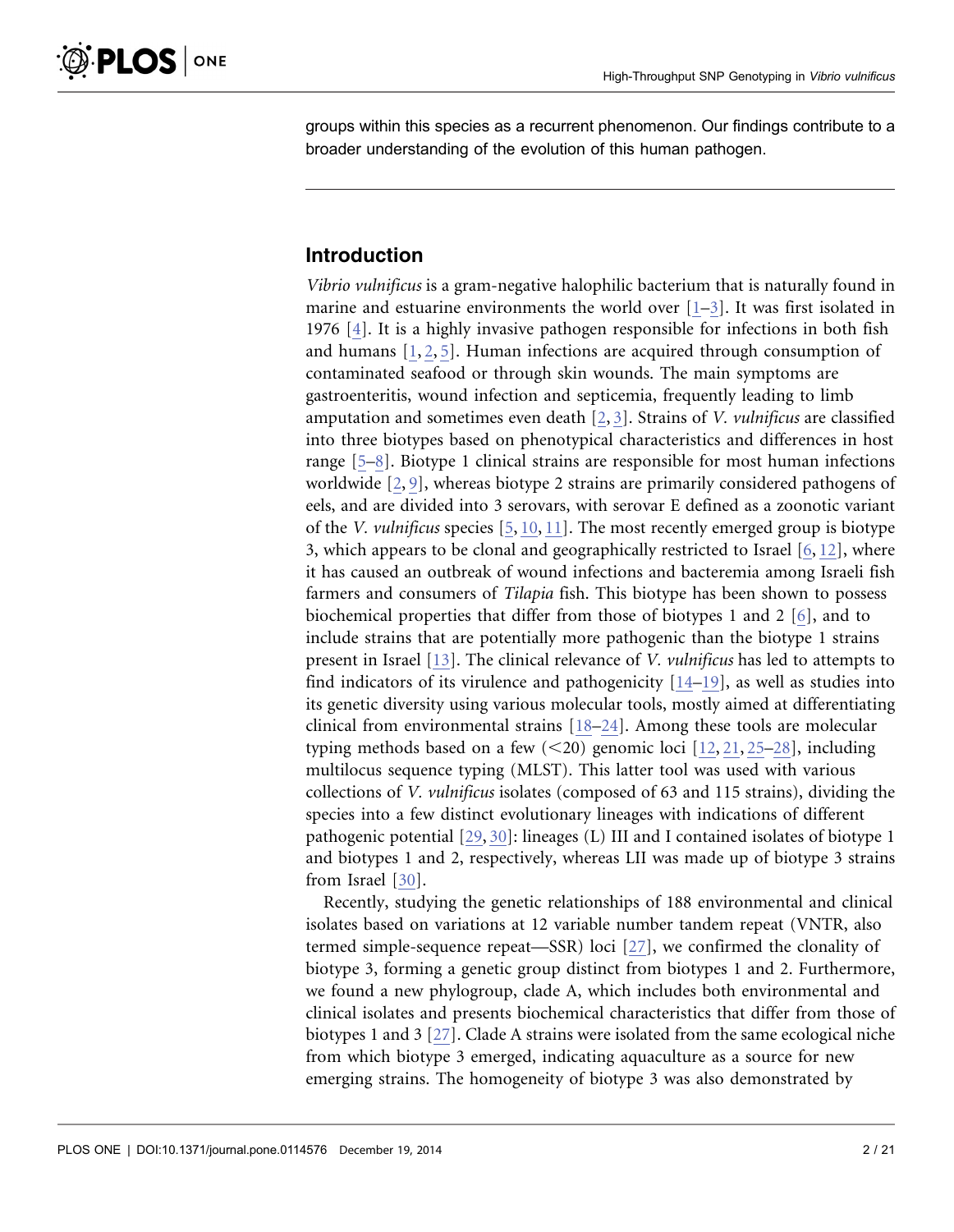groups within this species as a recurrent phenomenon. Our findings contribute to a broader understanding of the evolution of this human pathogen.

## Introduction

*Vibrio vulnificus* is a gram-negative halophilic bacterium that is naturally found in marine and estuarine environments the world over [1–3]. It was first isolated in 1976 [4]. It is a highly invasive pathogen responsible for infections in both fish and humans [1, 2, 5]. Human infections are acquired through consumption of contaminated seafood or through skin wounds. The main symptoms are gastroenteritis, wound infection and septicemia, frequently leading to limb amputation and sometimes even death [2, 3]. Strains of *V. vulnificus* are classified into three biotypes based on phenotypical characteristics and differences in host range [5–8]. Biotype 1 clinical strains are responsible for most human infections worldwide [2, 9], whereas biotype 2 strains are primarily considered pathogens of eels, and are divided into 3 serovars, with serovar E defined as a zoonotic variant of the *V. vulnificus* species [5, 10, 11]. The most recently emerged group is biotype 3, which appears to be clonal and geographically restricted to Israel [6, 12], where it has caused an outbreak of wound infections and bacteremia among Israeli fish farmers and consumers of *Tilapia* fish. This biotype has been shown to possess biochemical properties that differ from those of biotypes 1 and 2 [6], and to include strains that are potentially more pathogenic than the biotype 1 strains present in Israel [13]. The clinical relevance of *V. vulnificus* has led to attempts to find indicators of its virulence and pathogenicity [14–19], as well as studies into its genetic diversity using various molecular tools, mostly aimed at differentiating clinical from environmental strains [18–24]. Among these tools are molecular typing methods based on a few ($<$20) genomic loci [12, 21, 25–28], including multilocus sequence typing (MLST). This latter tool was used with various collections of *V. vulnificus* isolates (composed of 63 and 115 strains), dividing the species into a few distinct evolutionary lineages with indications of different pathogenic potential [29, 30]: lineages (L) III and I contained isolates of biotype 1 and biotypes 1 and 2, respectively, whereas LII was made up of biotype 3 strains from Israel [30].

Recently, studying the genetic relationships of 188 environmental and clinical isolates based on variations at 12 variable number tandem repeat (VNTR, also termed simple-sequence repeat—SSR) loci [27], we confirmed the clonality of biotype 3, forming a genetic group distinct from biotypes 1 and 2. Furthermore, we found a new phylogroup, clade A, which includes both environmental and clinical isolates and presents biochemical characteristics that differ from those of biotypes 1 and 3 [27]. Clade A strains were isolated from the same ecological niche from which biotype 3 emerged, indicating aquaculture as a source for new emerging strains. The homogeneity of biotype 3 was also demonstrated by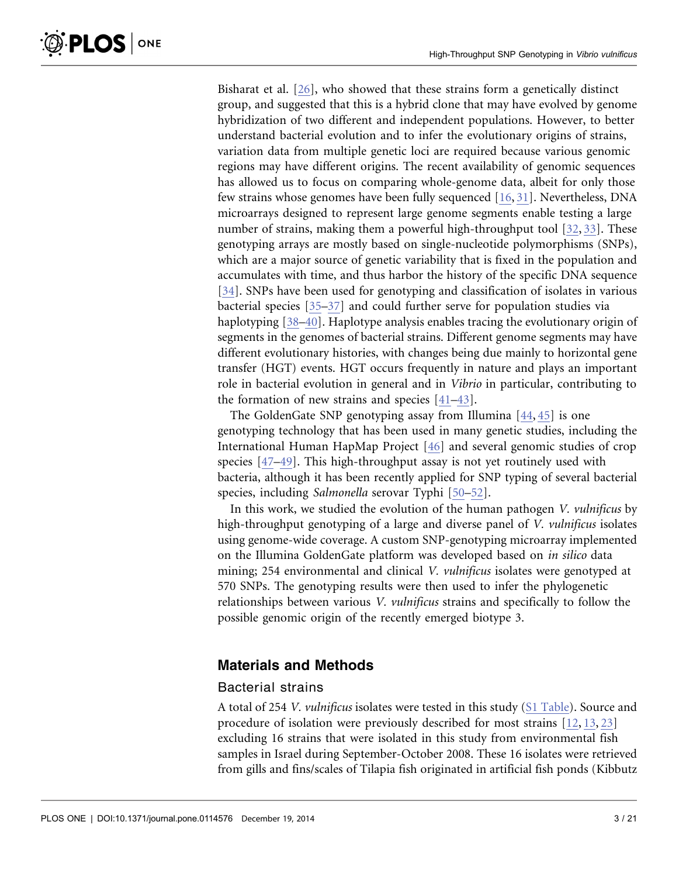Bisharat et al. [26], who showed that these strains form a genetically distinct group, and suggested that this is a hybrid clone that may have evolved by genome hybridization of two different and independent populations. However, to better understand bacterial evolution and to infer the evolutionary origins of strains, variation data from multiple genetic loci are required because various genomic regions may have different origins. The recent availability of genomic sequences has allowed us to focus on comparing whole-genome data, albeit for only those few strains whose genomes have been fully sequenced [16, 31]. Nevertheless, DNA microarrays designed to represent large genome segments enable testing a large number of strains, making them a powerful high-throughput tool [32, 33]. These genotyping arrays are mostly based on single-nucleotide polymorphisms (SNPs), which are a major source of genetic variability that is fixed in the population and accumulates with time, and thus harbor the history of the specific DNA sequence [34]. SNPs have been used for genotyping and classification of isolates in various bacterial species [35–37] and could further serve for population studies via haplotyping [38–40]. Haplotype analysis enables tracing the evolutionary origin of segments in the genomes of bacterial strains. Different genome segments may have different evolutionary histories, with changes being due mainly to horizontal gene transfer (HGT) events. HGT occurs frequently in nature and plays an important role in bacterial evolution in general and in *Vibrio* in particular, contributing to the formation of new strains and species [41–43].

The GoldenGate SNP genotyping assay from Illumina [44, 45] is one genotyping technology that has been used in many genetic studies, including the International Human HapMap Project [46] and several genomic studies of crop species [47–49]. This high-throughput assay is not yet routinely used with bacteria, although it has been recently applied for SNP typing of several bacterial species, including *Salmonella* serovar Typhi [50–52].

In this work, we studied the evolution of the human pathogen *V. vulnificus* by high-throughput genotyping of a large and diverse panel of *V. vulnificus* isolates using genome-wide coverage. A custom SNP-genotyping microarray implemented on the Illumina GoldenGate platform was developed based on *in silico* data mining; 254 environmental and clinical *V. vulnificus* isolates were genotyped at 570 SNPs. The genotyping results were then used to infer the phylogenetic relationships between various *V. vulnificus* strains and specifically to follow the possible genomic origin of the recently emerged biotype 3.

## Materials and Methods

### Bacterial strains

A total of 254 *V. vulnificus* isolates were tested in this study (S1 Table). Source and procedure of isolation were previously described for most strains [12, 13, 23] excluding 16 strains that were isolated in this study from environmental fish samples in Israel during September-October 2008. These 16 isolates were retrieved from gills and fins/scales of Tilapia fish originated in artificial fish ponds (Kibbutz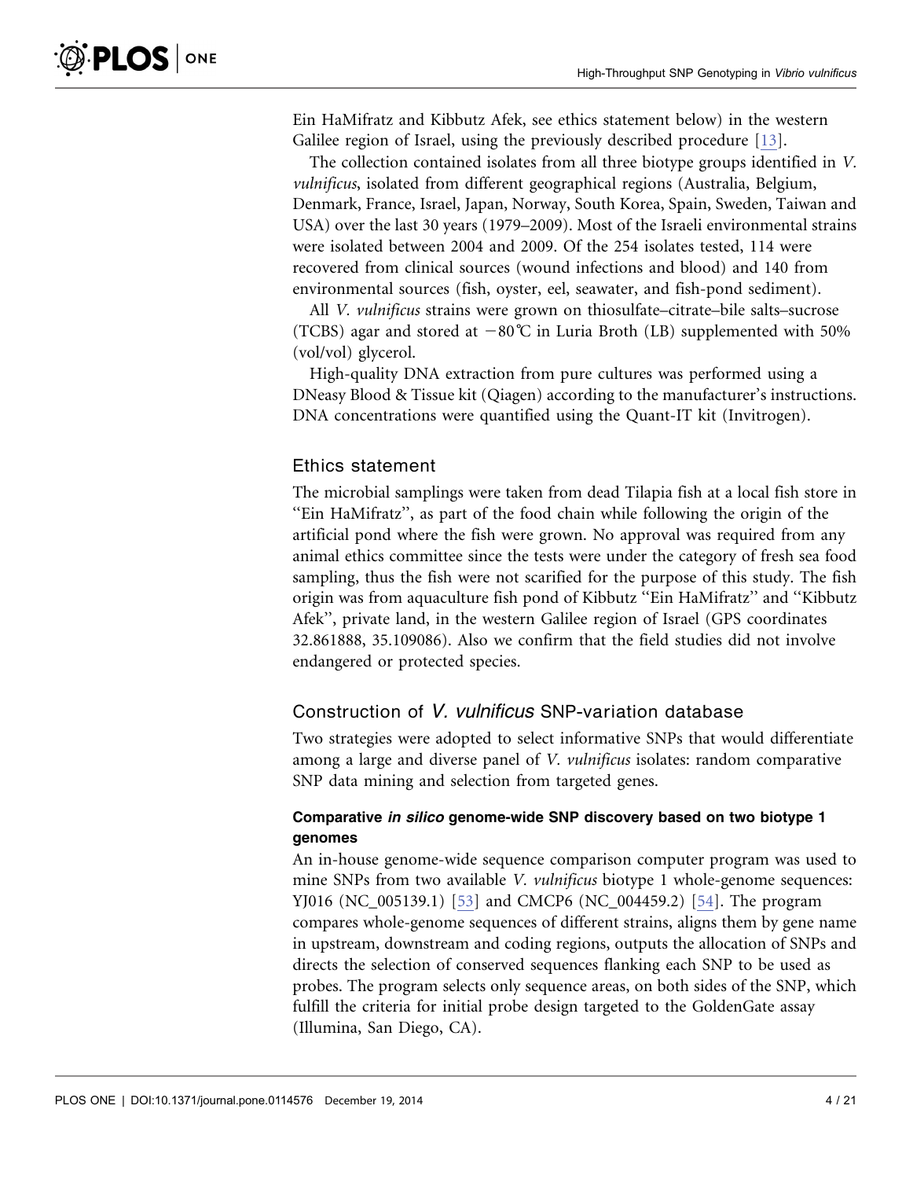Ein HaMifratz and Kibbutz Afek, see ethics statement below) in the western Galilee region of Israel, using the previously described procedure [13].

The collection contained isolates from all three biotype groups identified in *V. vulnificus*, isolated from different geographical regions (Australia, Belgium, Denmark, France, Israel, Japan, Norway, South Korea, Spain, Sweden, Taiwan and USA) over the last 30 years (1979–2009). Most of the Israeli environmental strains were isolated between 2004 and 2009. Of the 254 isolates tested, 114 were recovered from clinical sources (wound infections and blood) and 140 from environmental sources (fish, oyster, eel, seawater, and fish-pond sediment).

All *V. vulnificus* strains were grown on thiosulfate–citrate–bile salts–sucrose (TCBS) agar and stored at −80℃ in Luria Broth (LB) supplemented with 50% (vol/vol) glycerol.

High-quality DNA extraction from pure cultures was performed using a DNeasy Blood & Tissue kit (Qiagen) according to the manufacturer's instructions. DNA concentrations were quantified using the Quant-IT kit (Invitrogen).

## Ethics statement

The microbial samplings were taken from dead Tilapia fish at a local fish store in "Ein HaMifratz", as part of the food chain while following the origin of the artificial pond where the fish were grown. No approval was required from any animal ethics committee since the tests were under the category of fresh sea food sampling, thus the fish were not scarified for the purpose of this study. The fish origin was from aquaculture fish pond of Kibbutz "Ein HaMifratz" and "Kibbutz Afek", private land, in the western Galilee region of Israel (GPS coordinates 32.861888, 35.109086). Also we confirm that the field studies did not involve endangered or protected species.

## Construction of *V. vulnificus* SNP-variation database

Two strategies were adopted to select informative SNPs that would differentiate among a large and diverse panel of *V. vulnificus* isolates: random comparative SNP data mining and selection from targeted genes.

### Comparative *in silico* genome-wide SNP discovery based on two biotype 1 genomes

An in-house genome-wide sequence comparison computer program was used to mine SNPs from two available *V. vulnificus* biotype 1 whole-genome sequences: YJ016 (NC_005139.1) [53] and CMCP6 (NC_004459.2) [54]. The program compares whole-genome sequences of different strains, aligns them by gene name in upstream, downstream and coding regions, outputs the allocation of SNPs and directs the selection of conserved sequences flanking each SNP to be used as probes. The program selects only sequence areas, on both sides of the SNP, which fulfill the criteria for initial probe design targeted to the GoldenGate assay (Illumina, San Diego, CA).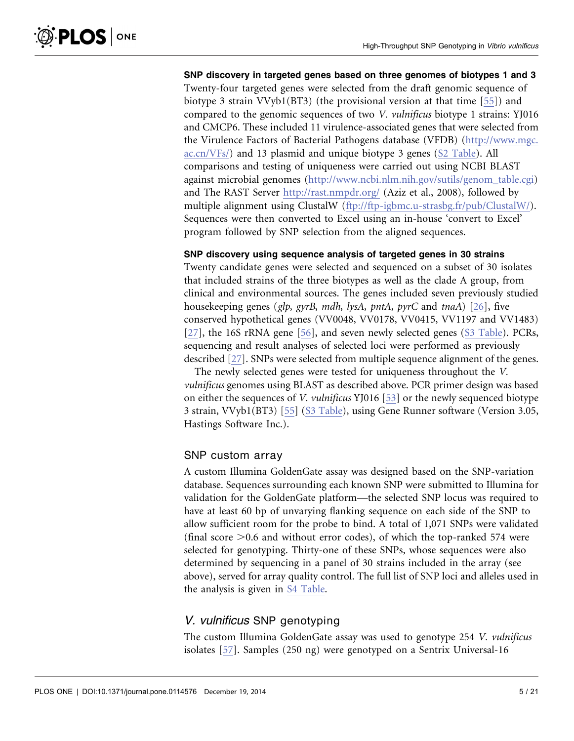#### SNP discovery in targeted genes based on three genomes of biotypes 1 and 3

Twenty-four targeted genes were selected from the draft genomic sequence of biotype 3 strain VVyb1(BT3) (the provisional version at that time [55]) and compared to the genomic sequences of two *V. vulnificus* biotype 1 strains: YJ016 and CMCP6. These included 11 virulence-associated genes that were selected from the Virulence Factors of Bacterial Pathogens database (VFDB) (http://www.mgc.ac.cn/VFs/) and 13 plasmid and unique biotype 3 genes (S2 Table). All comparisons and testing of uniqueness were carried out using NCBI BLAST against microbial genomes (http://www.ncbi.nlm.nih.gov/sutils/genom_table.cgi) and The RAST Server http://rast.nmpdr.org/ (Aziz et al., 2008), followed by multiple alignment using ClustalW (ftp://ftp-igbmc.u-strasbg.fr/pub/ClustalW/). Sequences were then converted to Excel using an in-house 'convert to Excel' program followed by SNP selection from the aligned sequences.

#### SNP discovery using sequence analysis of targeted genes in 30 strains

Twenty candidate genes were selected and sequenced on a subset of 30 isolates that included strains of the three biotypes as well as the clade A group, from clinical and environmental sources. The genes included seven previously studied housekeeping genes (*glp, gyrB*, *mdh*, *lysA, pntA, pyrC* and *tnaA*) [26], five conserved hypothetical genes (VV0048, VV0178, VV0415, VV1197 and VV1483) [27], the 16S rRNA gene [56], and seven newly selected genes (S3 Table). PCRs, sequencing and result analyses of selected loci were performed as previously described [27]. SNPs were selected from multiple sequence alignment of the genes.

The newly selected genes were tested for uniqueness throughout the *V. vulnificus* genomes using BLAST as described above. PCR primer design was based on either the sequences of *V. vulnificus* YJ016 [53] or the newly sequenced biotype 3 strain, VVyb1(BT3) [55] (S3 Table), using Gene Runner software (Version 3.05, Hastings Software Inc.).

### SNP custom array

A custom Illumina GoldenGate assay was designed based on the SNP-variation database. Sequences surrounding each known SNP were submitted to Illumina for validation for the GoldenGate platform—the selected SNP locus was required to have at least 60 bp of unvarying flanking sequence on each side of the SNP to allow sufficient room for the probe to bind. A total of 1,071 SNPs were validated (final score >0.6 and without error codes), of which the top-ranked 574 were selected for genotyping. Thirty-one of these SNPs, whose sequences were also determined by sequencing in a panel of 30 strains included in the array (see above), served for array quality control. The full list of SNP loci and alleles used in the analysis is given in S4 Table.

### *V. vulnificus* SNP genotyping

The custom Illumina GoldenGate assay was used to genotype 254 *V. vulnificus* isolates [57]. Samples (250 ng) were genotyped on a Sentrix Universal-16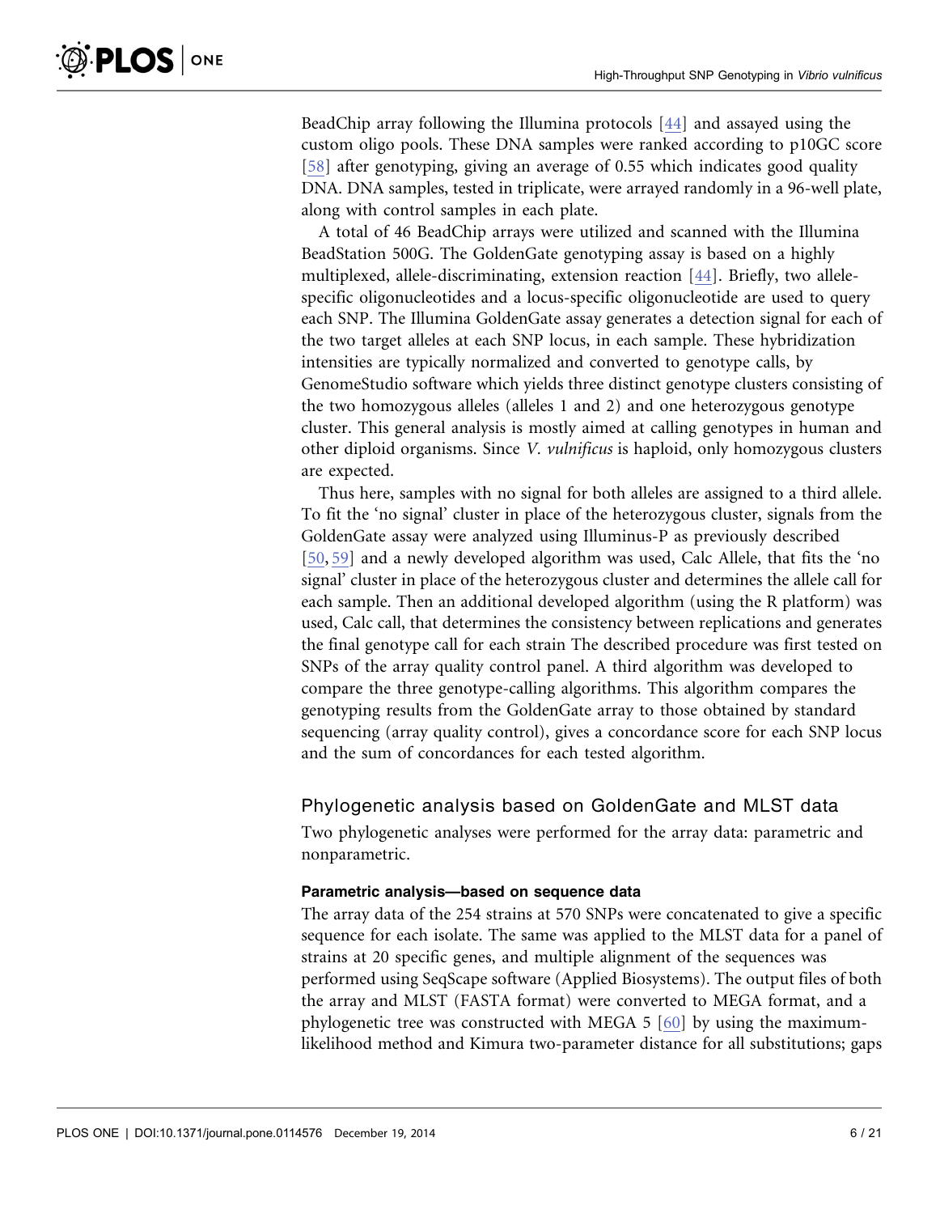BeadChip array following the Illumina protocols [44] and assayed using the custom oligo pools. These DNA samples were ranked according to p10GC score [58] after genotyping, giving an average of 0.55 which indicates good quality DNA. DNA samples, tested in triplicate, were arrayed randomly in a 96-well plate, along with control samples in each plate.

A total of 46 BeadChip arrays were utilized and scanned with the Illumina BeadStation 500G. The GoldenGate genotyping assay is based on a highly multiplexed, allele-discriminating, extension reaction [44]. Briefly, two allele-specific oligonucleotides and a locus-specific oligonucleotide are used to query each SNP. The Illumina GoldenGate assay generates a detection signal for each of the two target alleles at each SNP locus, in each sample. These hybridization intensities are typically normalized and converted to genotype calls, by GenomeStudio software which yields three distinct genotype clusters consisting of the two homozygous alleles (alleles 1 and 2) and one heterozygous genotype cluster. This general analysis is mostly aimed at calling genotypes in human and other diploid organisms. Since *V. vulnificus* is haploid, only homozygous clusters are expected.

Thus here, samples with no signal for both alleles are assigned to a third allele. To fit the 'no signal' cluster in place of the heterozygous cluster, signals from the GoldenGate assay were analyzed using Illuminus-P as previously described [50, 59] and a newly developed algorithm was used, Calc Allele, that fits the 'no signal' cluster in place of the heterozygous cluster and determines the allele call for each sample. Then an additional developed algorithm (using the R platform) was used, Calc call, that determines the consistency between replications and generates the final genotype call for each strain The described procedure was first tested on SNPs of the array quality control panel. A third algorithm was developed to compare the three genotype-calling algorithms. This algorithm compares the genotyping results from the GoldenGate array to those obtained by standard sequencing (array quality control), gives a concordance score for each SNP locus and the sum of concordances for each tested algorithm.

## Phylogenetic analysis based on GoldenGate and MLST data

Two phylogenetic analyses were performed for the array data: parametric and nonparametric.

### Parametric analysis—based on sequence data

The array data of the 254 strains at 570 SNPs were concatenated to give a specific sequence for each isolate. The same was applied to the MLST data for a panel of strains at 20 specific genes, and multiple alignment of the sequences was performed using SeqScape software (Applied Biosystems). The output files of both the array and MLST (FASTA format) were converted to MEGA format, and a phylogenetic tree was constructed with MEGA 5 [60] by using the maximum-likelihood method and Kimura two-parameter distance for all substitutions; gaps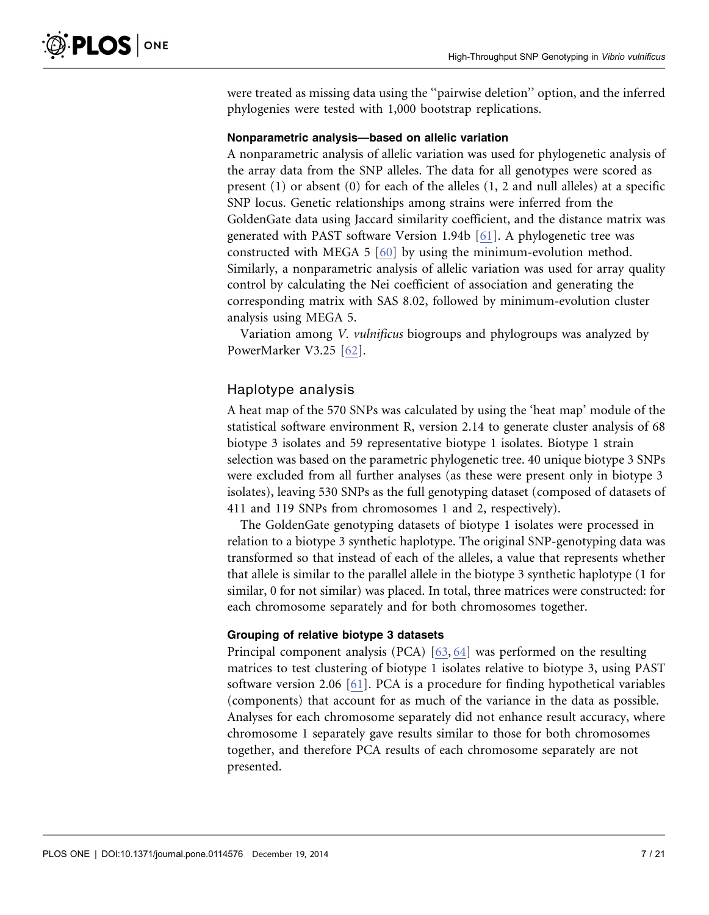were treated as missing data using the "pairwise deletion" option, and the inferred phylogenies were tested with 1,000 bootstrap replications.

#### Nonparametric analysis—based on allelic variation

A nonparametric analysis of allelic variation was used for phylogenetic analysis of the array data from the SNP alleles. The data for all genotypes were scored as present (1) or absent (0) for each of the alleles (1, 2 and null alleles) at a specific SNP locus. Genetic relationships among strains were inferred from the GoldenGate data using Jaccard similarity coefficient, and the distance matrix was generated with PAST software Version 1.94b [61]. A phylogenetic tree was constructed with MEGA 5 [60] by using the minimum-evolution method. Similarly, a nonparametric analysis of allelic variation was used for array quality control by calculating the Nei coefficient of association and generating the corresponding matrix with SAS 8.02, followed by minimum-evolution cluster analysis using MEGA 5.

Variation among *V. vulnificus* biogroups and phylogroups was analyzed by PowerMarker V3.25 [62].

### Haplotype analysis

A heat map of the 570 SNPs was calculated by using the 'heat map' module of the statistical software environment R, version 2.14 to generate cluster analysis of 68 biotype 3 isolates and 59 representative biotype 1 isolates. Biotype 1 strain selection was based on the parametric phylogenetic tree. 40 unique biotype 3 SNPs were excluded from all further analyses (as these were present only in biotype 3 isolates), leaving 530 SNPs as the full genotyping dataset (composed of datasets of 411 and 119 SNPs from chromosomes 1 and 2, respectively).

The GoldenGate genotyping datasets of biotype 1 isolates were processed in relation to a biotype 3 synthetic haplotype. The original SNP-genotyping data was transformed so that instead of each of the alleles, a value that represents whether that allele is similar to the parallel allele in the biotype 3 synthetic haplotype (1 for similar, 0 for not similar) was placed. In total, three matrices were constructed: for each chromosome separately and for both chromosomes together.

#### Grouping of relative biotype 3 datasets

Principal component analysis (PCA) [63, 64] was performed on the resulting matrices to test clustering of biotype 1 isolates relative to biotype 3, using PAST software version 2.06 [61]. PCA is a procedure for finding hypothetical variables (components) that account for as much of the variance in the data as possible. Analyses for each chromosome separately did not enhance result accuracy, where chromosome 1 separately gave results similar to those for both chromosomes together, and therefore PCA results of each chromosome separately are not presented.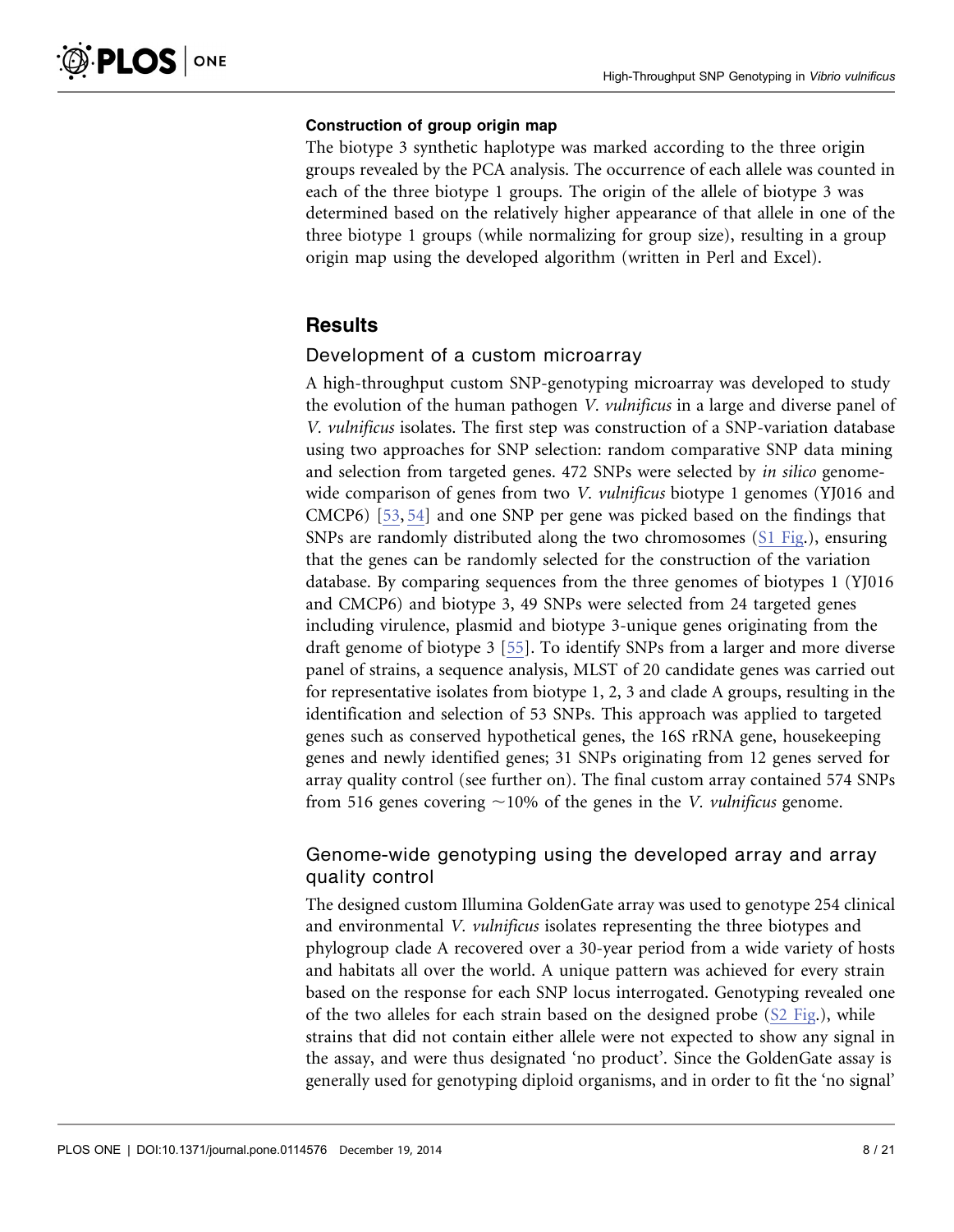### Construction of group origin map

The biotype 3 synthetic haplotype was marked according to the three origin groups revealed by the PCA analysis. The occurrence of each allele was counted in each of the three biotype 1 groups. The origin of the allele of biotype 3 was determined based on the relatively higher appearance of that allele in one of the three biotype 1 groups (while normalizing for group size), resulting in a group origin map using the developed algorithm (written in Perl and Excel).

## Results

### Development of a custom microarray

A high-throughput custom SNP-genotyping microarray was developed to study the evolution of the human pathogen *V. vulnificus* in a large and diverse panel of *V. vulnificus* isolates. The first step was construction of a SNP-variation database using two approaches for SNP selection: random comparative SNP data mining and selection from targeted genes. 472 SNPs were selected by *in silico* genome-wide comparison of genes from two *V. vulnificus* biotype 1 genomes (YJ016 and CMCP6) [53, 54] and one SNP per gene was picked based on the findings that SNPs are randomly distributed along the two chromosomes (S1 Fig.), ensuring that the genes can be randomly selected for the construction of the variation database. By comparing sequences from the three genomes of biotypes 1 (YJ016 and CMCP6) and biotype 3, 49 SNPs were selected from 24 targeted genes including virulence, plasmid and biotype 3-unique genes originating from the draft genome of biotype 3 [55]. To identify SNPs from a larger and more diverse panel of strains, a sequence analysis, MLST of 20 candidate genes was carried out for representative isolates from biotype 1, 2, 3 and clade A groups, resulting in the identification and selection of 53 SNPs. This approach was applied to targeted genes such as conserved hypothetical genes, the 16S rRNA gene, housekeeping genes and newly identified genes; 31 SNPs originating from 12 genes served for array quality control (see further on). The final custom array contained 574 SNPs from 516 genes covering ~10% of the genes in the *V. vulnificus* genome.

### Genome-wide genotyping using the developed array and array quality control

The designed custom Illumina GoldenGate array was used to genotype 254 clinical and environmental *V. vulnificus* isolates representing the three biotypes and phylogroup clade A recovered over a 30-year period from a wide variety of hosts and habitats all over the world. A unique pattern was achieved for every strain based on the response for each SNP locus interrogated. Genotyping revealed one of the two alleles for each strain based on the designed probe (S2 Fig.), while strains that did not contain either allele were not expected to show any signal in the assay, and were thus designated 'no product'. Since the GoldenGate assay is generally used for genotyping diploid organisms, and in order to fit the 'no signal'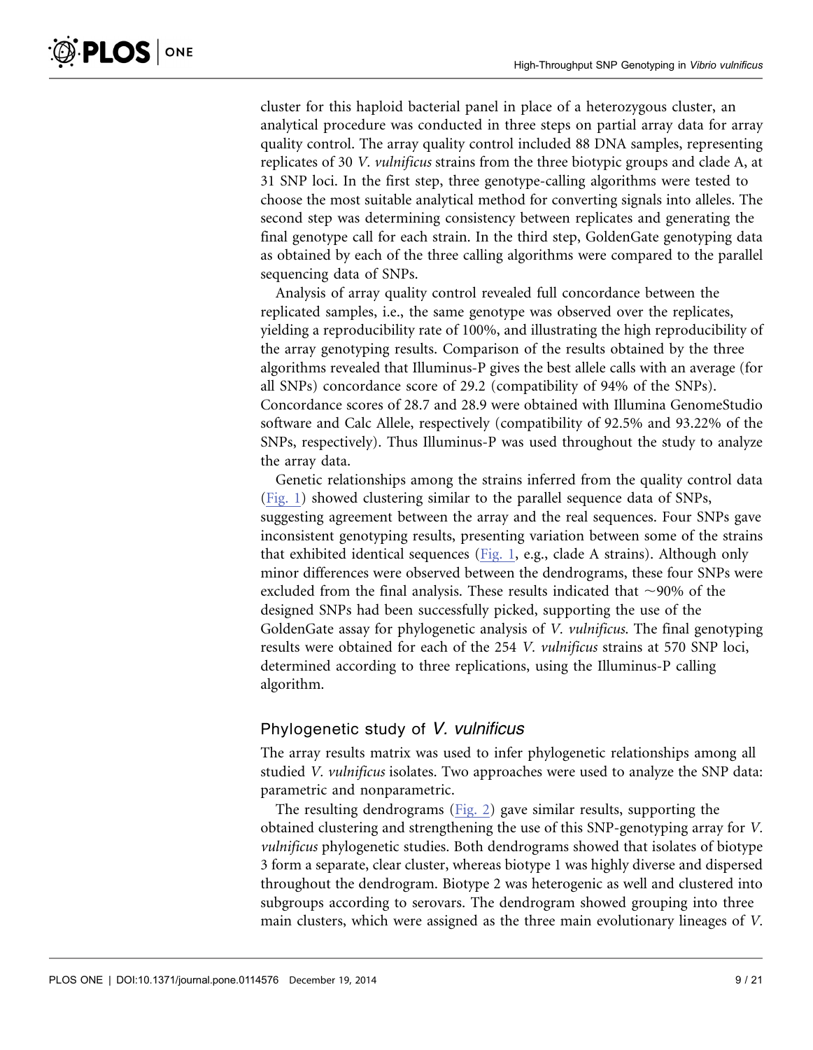cluster for this haploid bacterial panel in place of a heterozygous cluster, an analytical procedure was conducted in three steps on partial array data for array quality control. The array quality control included 88 DNA samples, representing replicates of 30 *V. vulnificus* strains from the three biotypic groups and clade A, at 31 SNP loci. In the first step, three genotype-calling algorithms were tested to choose the most suitable analytical method for converting signals into alleles. The second step was determining consistency between replicates and generating the final genotype call for each strain. In the third step, GoldenGate genotyping data as obtained by each of the three calling algorithms were compared to the parallel sequencing data of SNPs.

Analysis of array quality control revealed full concordance between the replicated samples, i.e., the same genotype was observed over the replicates, yielding a reproducibility rate of 100%, and illustrating the high reproducibility of the array genotyping results. Comparison of the results obtained by the three algorithms revealed that Illuminus-P gives the best allele calls with an average (for all SNPs) concordance score of 29.2 (compatibility of 94% of the SNPs). Concordance scores of 28.7 and 28.9 were obtained with Illumina GenomeStudio software and Calc Allele, respectively (compatibility of 92.5% and 93.22% of the SNPs, respectively). Thus Illuminus-P was used throughout the study to analyze the array data.

Genetic relationships among the strains inferred from the quality control data (Fig. 1) showed clustering similar to the parallel sequence data of SNPs, suggesting agreement between the array and the real sequences. Four SNPs gave inconsistent genotyping results, presenting variation between some of the strains that exhibited identical sequences (Fig. 1, e.g., clade A strains). Although only minor differences were observed between the dendrograms, these four SNPs were excluded from the final analysis. These results indicated that ~90% of the designed SNPs had been successfully picked, supporting the use of the GoldenGate assay for phylogenetic analysis of *V. vulnificus*. The final genotyping results were obtained for each of the 254 *V. vulnificus* strains at 570 SNP loci, determined according to three replications, using the Illuminus-P calling algorithm.

## Phylogenetic study of *V. vulnificus*

The array results matrix was used to infer phylogenetic relationships among all studied *V. vulnificus* isolates. Two approaches were used to analyze the SNP data: parametric and nonparametric.

The resulting dendrograms (Fig. 2) gave similar results, supporting the obtained clustering and strengthening the use of this SNP-genotyping array for *V. vulnificus* phylogenetic studies. Both dendrograms showed that isolates of biotype 3 form a separate, clear cluster, whereas biotype 1 was highly diverse and dispersed throughout the dendrogram. Biotype 2 was heterogenic as well and clustered into subgroups according to serovars. The dendrogram showed grouping into three main clusters, which were assigned as the three main evolutionary lineages of *V.*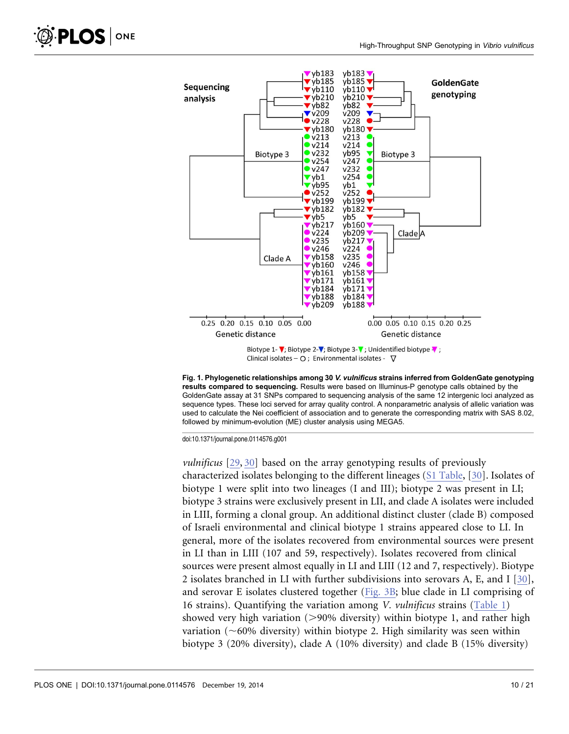Sequencing analysis

GoldenGate genotyping

yb183
yb185
yb110
yb210
yb82
v209
v228
yb180
v213
v214
v232
v254
v247
yb1
yb95
v252
yb199
yb182
yb5
yb217
v224
v235
v246
yb158
yb160
yb161
yb171
yb184
yb188
yb209

Biotype 3

Clade A

yb183
yb185
yb110
yb210
yb82
v209
v228
yb180
v213
v214
yb95
v247
v232
v254
yb1
v252
yb199
yb182
yb5
yb160
yb209
yb217
v224
v235
v246
yb158
yb161
yb171
yb184
yb188

Biotype 3

Clade A

0.25 0.20 0.15 0.10 0.05 0.00

Genetic distance

0.00 0.05 0.10 0.15 0.20 0.25

Genetic distance

Biotype 1- ▼; Biotype 2-▼; Biotype 3-▼; Unidentified biotype ▼;
Clinical isolates – O; Environmental isolates - ▽

**Fig. 1. Phylogenetic relationships among 30 *V. vulnificus* strains inferred from GoldenGate genotyping results compared to sequencing.** Results were based on Illuminus-P genotype calls obtained by the GoldenGate assay at 31 SNPs compared to sequencing analysis of the same 12 intergenic loci analyzed as sequence types. These loci served for array quality control. A nonparametric analysis of allelic variation was used to calculate the Nei coefficient of association and to generate the corresponding matrix with SAS 8.02, followed by minimum-evolution (ME) cluster analysis using MEGA5.

doi:10.1371/journal.pone.0114576.g001

*vulnificus* [29, 30] based on the array genotyping results of previously characterized isolates belonging to the different lineages (S1 Table, [30]. Isolates of biotype 1 were split into two lineages (I and III); biotype 2 was present in LI; biotype 3 strains were exclusively present in LII, and clade A isolates were included in LIII, forming a clonal group. An additional distinct cluster (clade B) composed of Israeli environmental and clinical biotype 1 strains appeared close to LI. In general, more of the isolates recovered from environmental sources were present in LI than in LIII (107 and 59, respectively). Isolates recovered from clinical sources were present almost equally in LI and LIII (12 and 7, respectively). Biotype 2 isolates branched in LI with further subdivisions into serovars A, E, and I [30], and serovar E isolates clustered together (Fig. 3B; blue clade in LI comprising of 16 strains). Quantifying the variation among *V. vulnificus* strains (Table 1) showed very high variation (>90% diversity) within biotype 1, and rather high variation (~60% diversity) within biotype 2. High similarity was seen within biotype 3 (20% diversity), clade A (10% diversity) and clade B (15% diversity)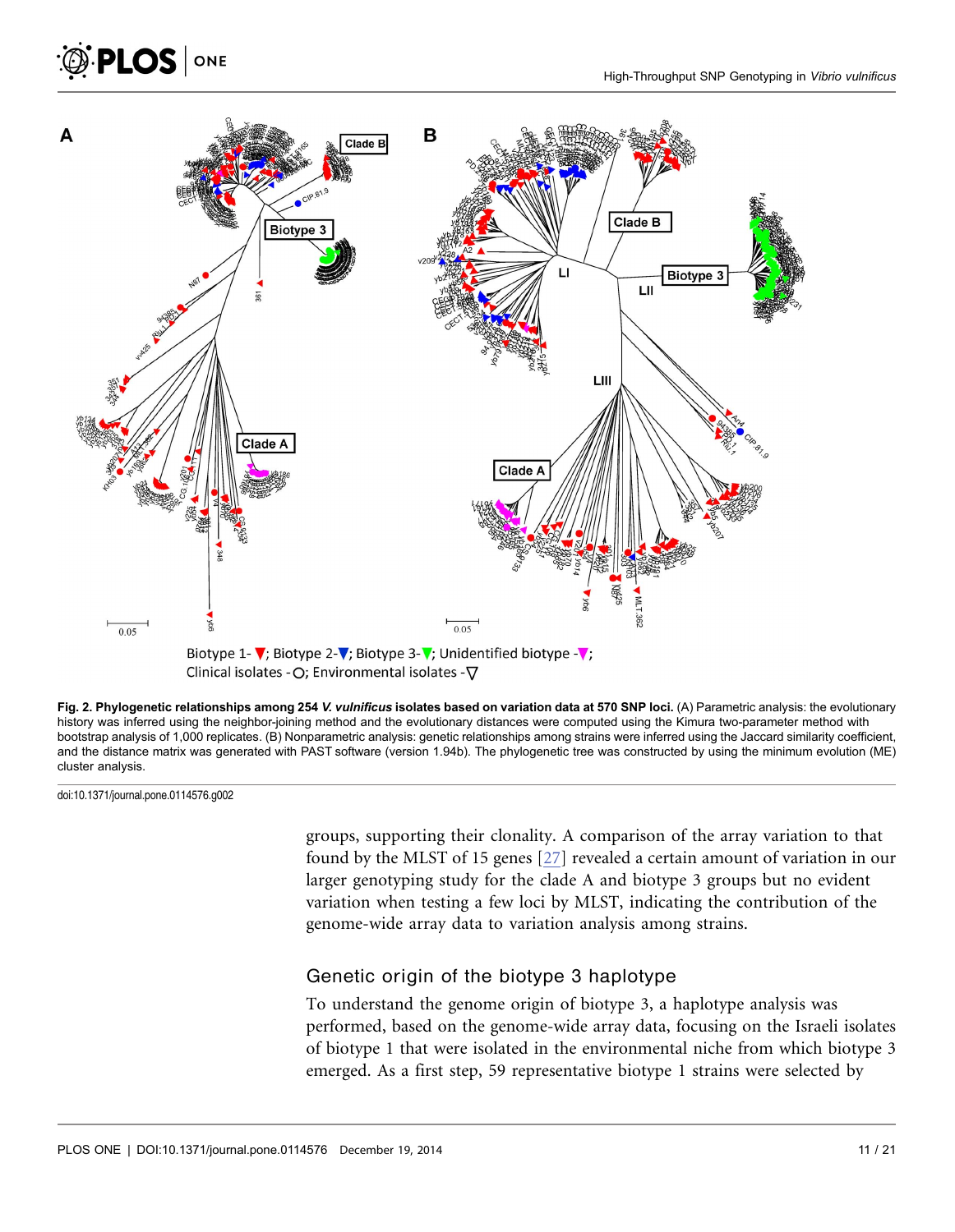A

B

Clade B

Biotype 3

Clade A

LI

LII

LIII

0.05

0.05

Biotype 1- ▼; Biotype 2-▼; Biotype 3-▼; Unidentified biotype -▼;
Clinical isolates -○; Environmental isolates -▽

**Fig. 2. Phylogenetic relationships among 254 *V. vulnificus* isolates based on variation data at 570 SNP loci.** (A) Parametric analysis: the evolutionary history was inferred using the neighbor-joining method and the evolutionary distances were computed using the Kimura two-parameter method with bootstrap analysis of 1,000 replicates. (B) Nonparametric analysis: genetic relationships among strains were inferred using the Jaccard similarity coefficient, and the distance matrix was generated with PAST software (version 1.94b). The phylogenetic tree was constructed by using the minimum evolution (ME) cluster analysis.

doi:10.1371/journal.pone.0114576.g002

groups, supporting their clonality. A comparison of the array variation to that found by the MLST of 15 genes [27] revealed a certain amount of variation in our larger genotyping study for the clade A and biotype 3 groups but no evident variation when testing a few loci by MLST, indicating the contribution of the genome-wide array data to variation analysis among strains.

## Genetic origin of the biotype 3 haplotype

To understand the genome origin of biotype 3, a haplotype analysis was performed, based on the genome-wide array data, focusing on the Israeli isolates of biotype 1 that were isolated in the environmental niche from which biotype 3 emerged. As a first step, 59 representative biotype 1 strains were selected by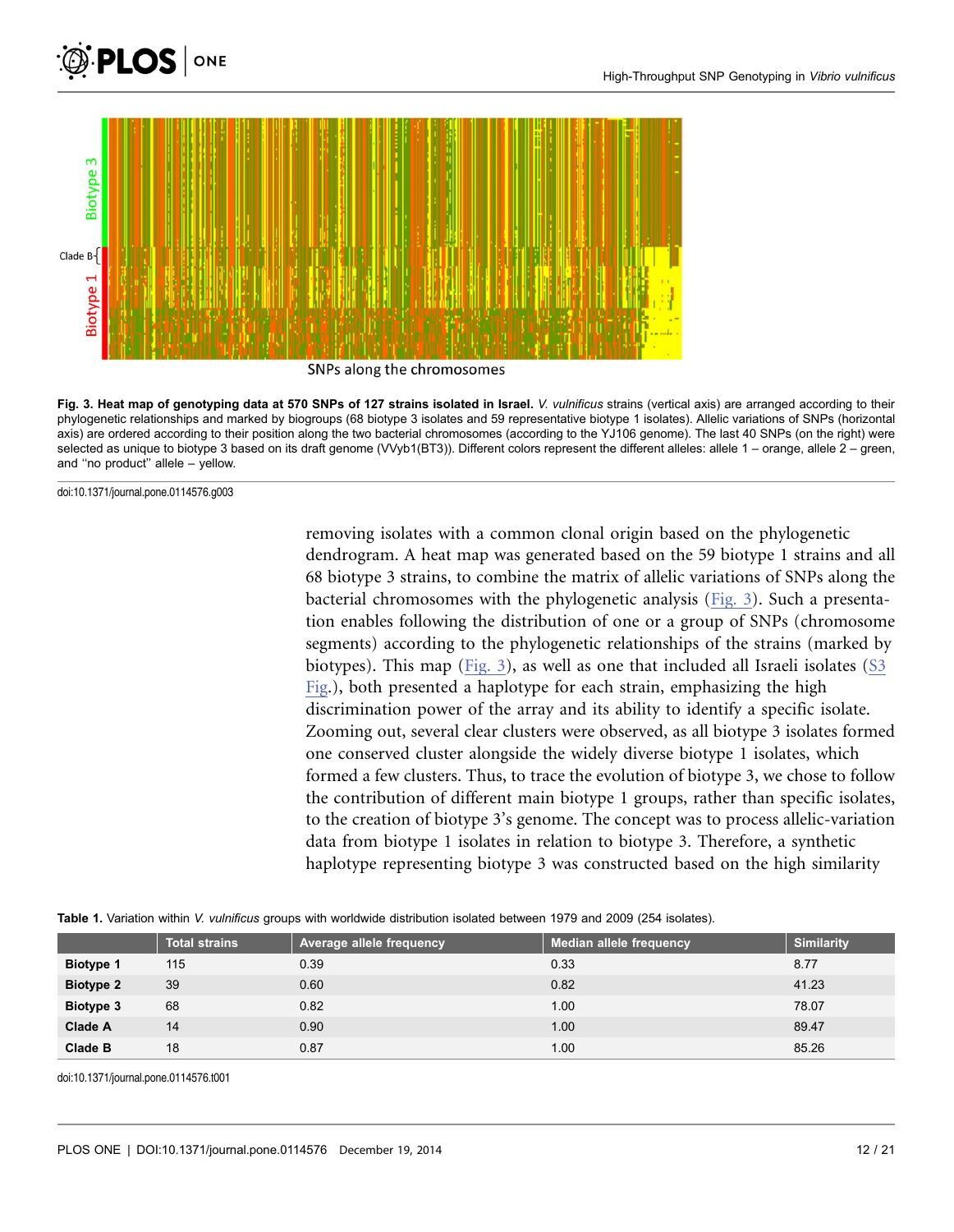Biotype 3

Clade B

Biotype 1

SNPs along the chromosomes

**Fig. 3. Heat map of genotyping data at 570 SNPs of 127 strains isolated in Israel.** *V. vulnificus* strains (vertical axis) are arranged according to their phylogenetic relationships and marked by biogroups (68 biotype 3 isolates and 59 representative biotype 1 isolates). Allelic variations of SNPs (horizontal axis) are ordered according to their position along the two bacterial chromosomes (according to the YJ106 genome). The last 40 SNPs (on the right) were selected as unique to biotype 3 based on its draft genome (VVyb1(BT3)). Different colors represent the different alleles: allele 1 – orange, allele 2 – green, and "no product" allele – yellow.

doi:10.1371/journal.pone.0114576.g003

removing isolates with a common clonal origin based on the phylogenetic dendrogram. A heat map was generated based on the 59 biotype 1 strains and all 68 biotype 3 strains, to combine the matrix of allelic variations of SNPs along the bacterial chromosomes with the phylogenetic analysis (Fig. 3). Such a presentation enables following the distribution of one or a group of SNPs (chromosome segments) according to the phylogenetic relationships of the strains (marked by biotypes). This map (Fig. 3), as well as one that included all Israeli isolates (S3 Fig.), both presented a haplotype for each strain, emphasizing the high discrimination power of the array and its ability to identify a specific isolate. Zooming out, several clear clusters were observed, as all biotype 3 isolates formed one conserved cluster alongside the widely diverse biotype 1 isolates, which formed a few clusters. Thus, to trace the evolution of biotype 3, we chose to follow the contribution of different main biotype 1 groups, rather than specific isolates, to the creation of biotype 3's genome. The concept was to process allelic-variation data from biotype 1 isolates in relation to biotype 3. Therefore, a synthetic haplotype representing biotype 3 was constructed based on the high similarity

**Table 1.** Variation within *V. vulnificus* groups with worldwide distribution isolated between 1979 and 2009 (254 isolates).

| | Total strains | Average allele frequency | Median allele frequency | Similarity |
|---|---|---|---|---|
| **Biotype 1** | 115 | 0.39 | 0.33 | 8.77 |
| **Biotype 2** | 39 | 0.60 | 0.82 | 41.23 |
| **Biotype 3** | 68 | 0.82 | 1.00 | 78.07 |
| **Clade A** | 14 | 0.90 | 1.00 | 89.47 |
| **Clade B** | 18 | 0.87 | 1.00 | 85.26 |

doi:10.1371/journal.pone.0114576.t001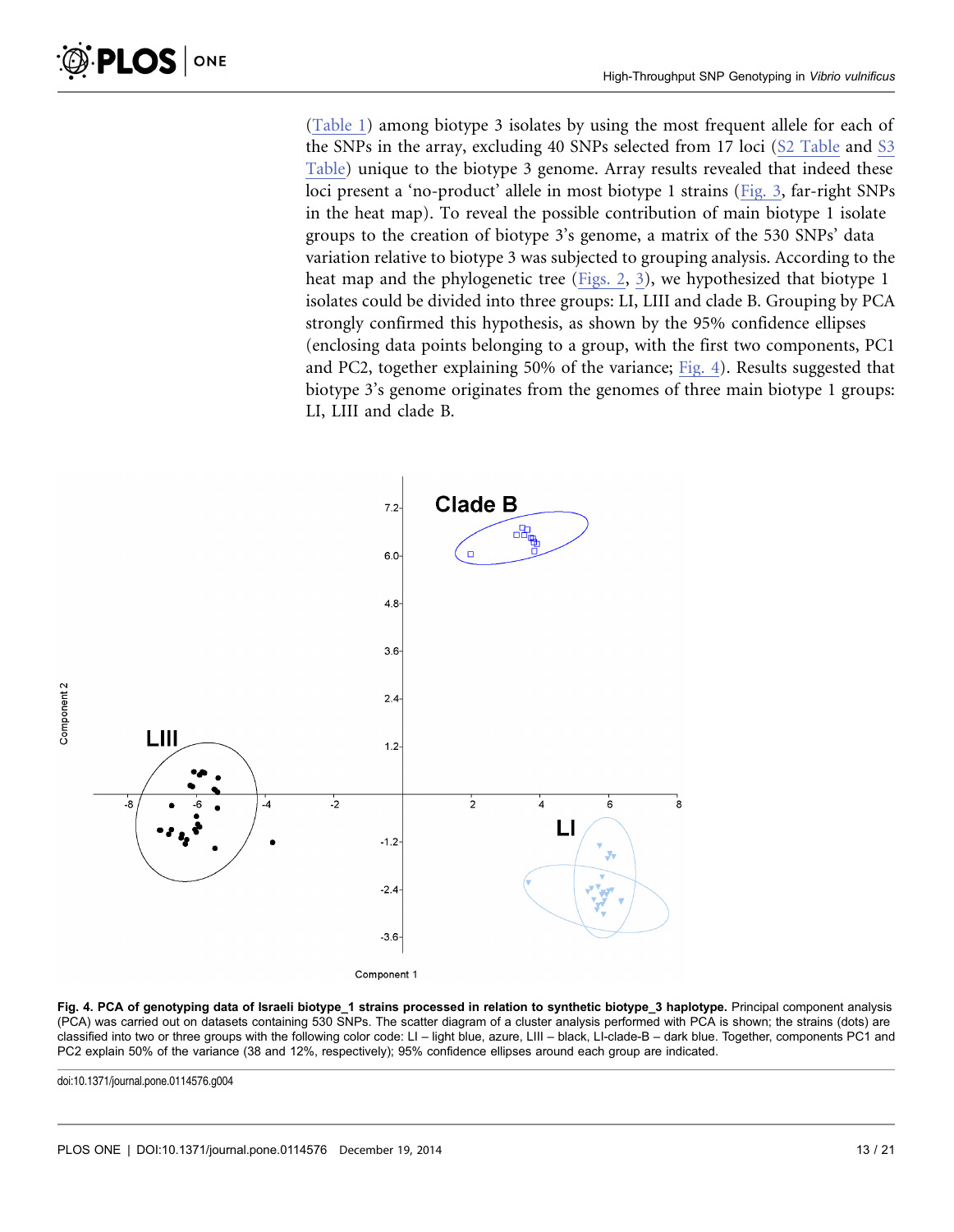(Table 1) among biotype 3 isolates by using the most frequent allele for each of the SNPs in the array, excluding 40 SNPs selected from 17 loci (S2 Table and S3 Table) unique to the biotype 3 genome. Array results revealed that indeed these loci present a 'no-product' allele in most biotype 1 strains (Fig. 3, far-right SNPs in the heat map). To reveal the possible contribution of main biotype 1 isolate groups to the creation of biotype 3's genome, a matrix of the 530 SNPs' data variation relative to biotype 3 was subjected to grouping analysis. According to the heat map and the phylogenetic tree (Figs. 2, 3), we hypothesized that biotype 1 isolates could be divided into three groups: LI, LIII and clade B. Grouping by PCA strongly confirmed this hypothesis, as shown by the 95% confidence ellipses (enclosing data points belonging to a group, with the first two components, PC1 and PC2, together explaining 50% of the variance; Fig. 4). Results suggested that biotype 3's genome originates from the genomes of three main biotype 1 groups: LI, LIII and clade B.

Clade B

LIII

LI

Component 2

Component 1

7.2
6.0
4.8
3.6
2.4
1.2
-1.2
-2.4
-3.6

-8
-6
-4
-2
2
4
6
8

**Fig. 4. PCA of genotyping data of Israeli biotype_1 strains processed in relation to synthetic biotype_3 haplotype.** Principal component analysis (PCA) was carried out on datasets containing 530 SNPs. The scatter diagram of a cluster analysis performed with PCA is shown; the strains (dots) are classified into two or three groups with the following color code: LI – light blue, azure, LIII – black, LI-clade-B – dark blue. Together, components PC1 and PC2 explain 50% of the variance (38 and 12%, respectively); 95% confidence ellipses around each group are indicated.

doi:10.1371/journal.pone.0114576.g004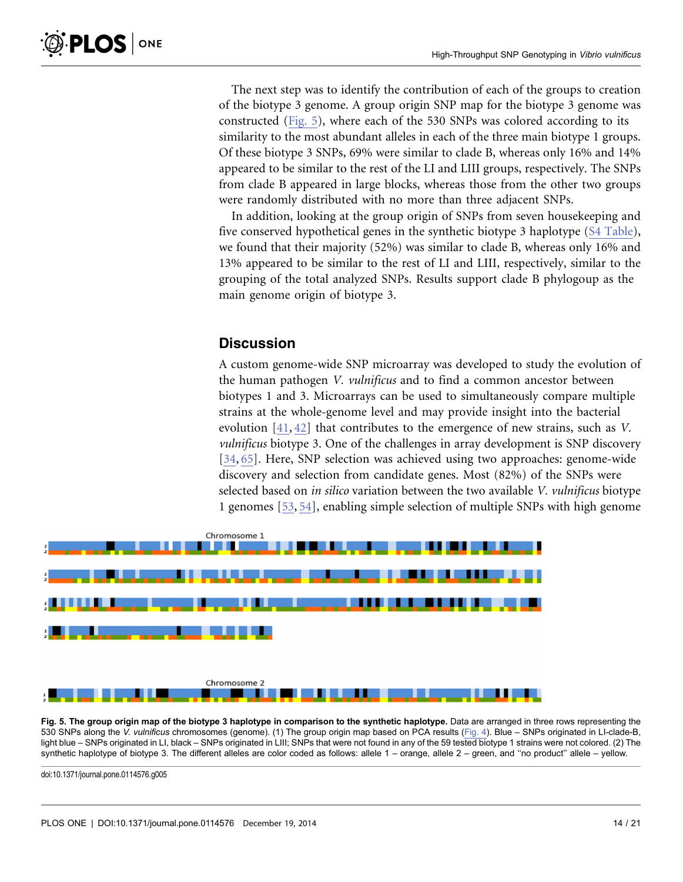The next step was to identify the contribution of each of the groups to creation of the biotype 3 genome. A group origin SNP map for the biotype 3 genome was constructed (Fig. 5), where each of the 530 SNPs was colored according to its similarity to the most abundant alleles in each of the three main biotype 1 groups. Of these biotype 3 SNPs, 69% were similar to clade B, whereas only 16% and 14% appeared to be similar to the rest of the LI and LIII groups, respectively. The SNPs from clade B appeared in large blocks, whereas those from the other two groups were randomly distributed with no more than three adjacent SNPs.

In addition, looking at the group origin of SNPs from seven housekeeping and five conserved hypothetical genes in the synthetic biotype 3 haplotype (S4 Table), we found that their majority (52%) was similar to clade B, whereas only 16% and 13% appeared to be similar to the rest of LI and LIII, respectively, similar to the grouping of the total analyzed SNPs. Results support clade B phylogoup as the main genome origin of biotype 3.

## Discussion

A custom genome-wide SNP microarray was developed to study the evolution of the human pathogen *V. vulnificus* and to find a common ancestor between biotypes 1 and 3. Microarrays can be used to simultaneously compare multiple strains at the whole-genome level and may provide insight into the bacterial evolution [41, 42] that contributes to the emergence of new strains, such as *V. vulnificus* biotype 3. One of the challenges in array development is SNP discovery [34, 65]. Here, SNP selection was achieved using two approaches: genome-wide discovery and selection from candidate genes. Most (82%) of the SNPs were selected based on *in silico* variation between the two available *V. vulnificus* biotype 1 genomes [53, 54], enabling simple selection of multiple SNPs with high genome

Chromosome 1

Chromosome 2

**Fig. 5. The group origin map of the biotype 3 haplotype in comparison to the synthetic haplotype.** Data are arranged in three rows representing the 530 SNPs along the *V. vulnificus* chromosomes (genome). (1) The group origin map based on PCA results (Fig. 4). Blue – SNPs originated in LI-clade-B, light blue – SNPs originated in LI, black – SNPs originated in LIII; SNPs that were not found in any of the 59 tested biotype 1 strains were not colored. (2) The synthetic haplotype of biotype 3. The different alleles are color coded as follows: allele 1 – orange, allele 2 – green, and "no product" allele – yellow.

doi:10.1371/journal.pone.0114576.g005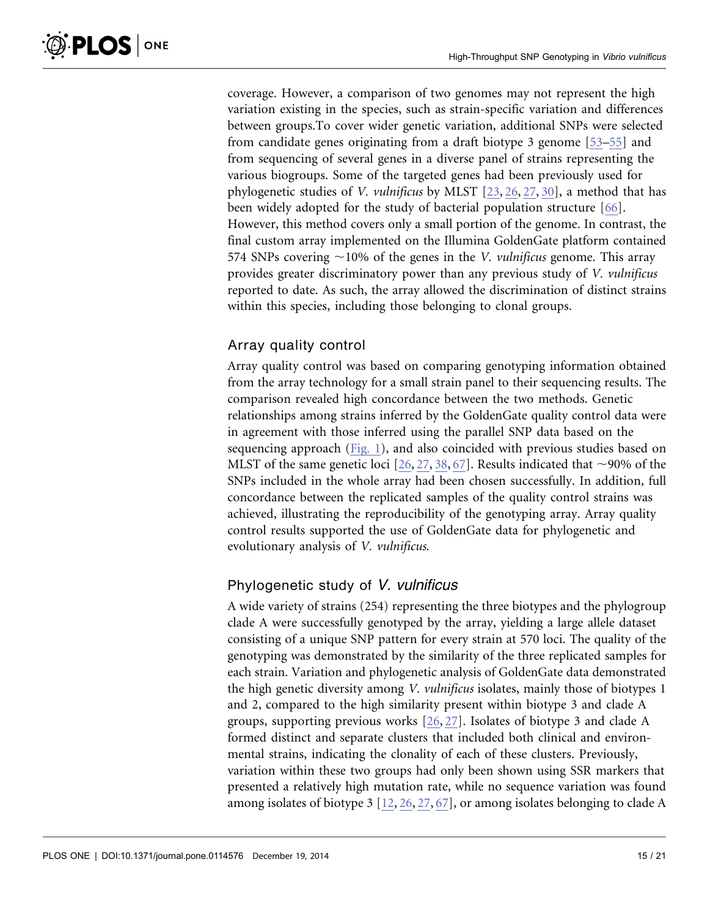coverage. However, a comparison of two genomes may not represent the high variation existing in the species, such as strain-specific variation and differences between groups.To cover wider genetic variation, additional SNPs were selected from candidate genes originating from a draft biotype 3 genome [53–55] and from sequencing of several genes in a diverse panel of strains representing the various biogroups. Some of the targeted genes had been previously used for phylogenetic studies of *V. vulnificus* by MLST [23, 26, 27, 30], a method that has been widely adopted for the study of bacterial population structure [66]. However, this method covers only a small portion of the genome. In contrast, the final custom array implemented on the Illumina GoldenGate platform contained 574 SNPs covering ~10% of the genes in the *V. vulnificus* genome. This array provides greater discriminatory power than any previous study of *V. vulnificus* reported to date. As such, the array allowed the discrimination of distinct strains within this species, including those belonging to clonal groups.

## Array quality control

Array quality control was based on comparing genotyping information obtained from the array technology for a small strain panel to their sequencing results. The comparison revealed high concordance between the two methods. Genetic relationships among strains inferred by the GoldenGate quality control data were in agreement with those inferred using the parallel SNP data based on the sequencing approach (Fig. 1), and also coincided with previous studies based on MLST of the same genetic loci [26, 27, 38, 67]. Results indicated that ~90% of the SNPs included in the whole array had been chosen successfully. In addition, full concordance between the replicated samples of the quality control strains was achieved, illustrating the reproducibility of the genotyping array. Array quality control results supported the use of GoldenGate data for phylogenetic and evolutionary analysis of *V. vulnificus*.

## Phylogenetic study of *V. vulnificus*

A wide variety of strains (254) representing the three biotypes and the phylogroup clade A were successfully genotyped by the array, yielding a large allele dataset consisting of a unique SNP pattern for every strain at 570 loci. The quality of the genotyping was demonstrated by the similarity of the three replicated samples for each strain. Variation and phylogenetic analysis of GoldenGate data demonstrated the high genetic diversity among *V. vulnificus* isolates, mainly those of biotypes 1 and 2, compared to the high similarity present within biotype 3 and clade A groups, supporting previous works [26, 27]. Isolates of biotype 3 and clade A formed distinct and separate clusters that included both clinical and environmental strains, indicating the clonality of each of these clusters. Previously, variation within these two groups had only been shown using SSR markers that presented a relatively high mutation rate, while no sequence variation was found among isolates of biotype 3 [12, 26, 27, 67], or among isolates belonging to clade A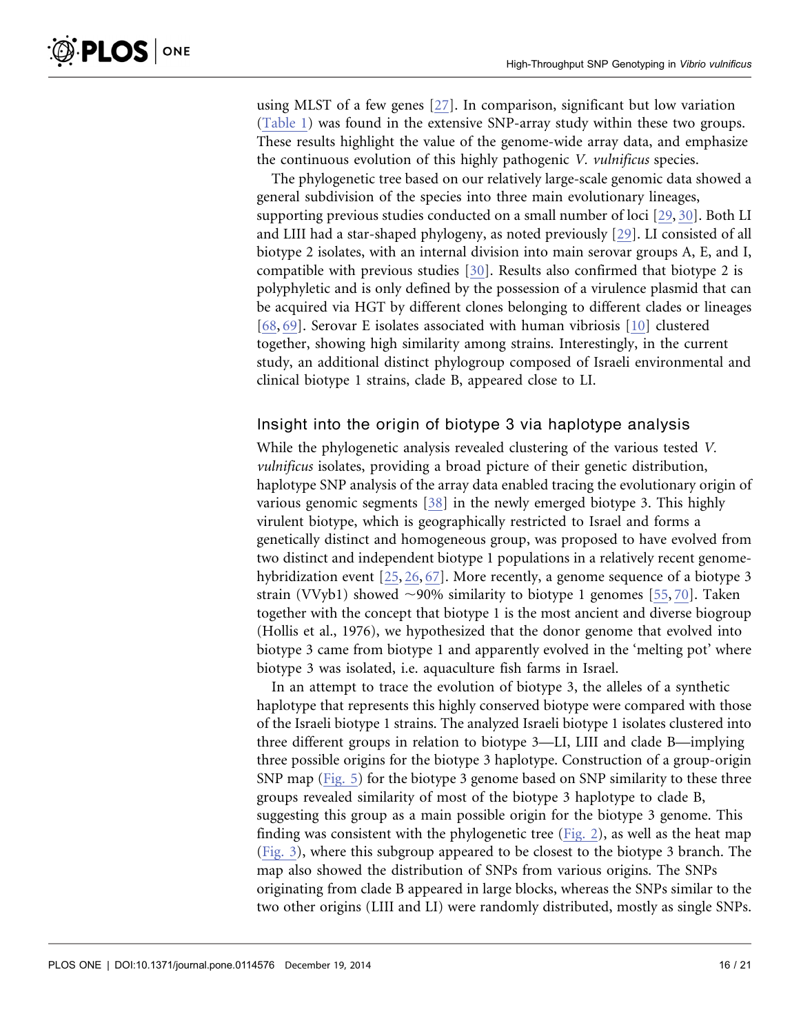using MLST of a few genes [27]. In comparison, significant but low variation (Table 1) was found in the extensive SNP-array study within these two groups. These results highlight the value of the genome-wide array data, and emphasize the continuous evolution of this highly pathogenic *V. vulnificus* species.

The phylogenetic tree based on our relatively large-scale genomic data showed a general subdivision of the species into three main evolutionary lineages, supporting previous studies conducted on a small number of loci [29, 30]. Both LI and LIII had a star-shaped phylogeny, as noted previously [29]. LI consisted of all biotype 2 isolates, with an internal division into main serovar groups A, E, and I, compatible with previous studies [30]. Results also confirmed that biotype 2 is polyphyletic and is only defined by the possession of a virulence plasmid that can be acquired via HGT by different clones belonging to different clades or lineages [68, 69]. Serovar E isolates associated with human vibriosis [10] clustered together, showing high similarity among strains. Interestingly, in the current study, an additional distinct phylogroup composed of Israeli environmental and clinical biotype 1 strains, clade B, appeared close to LI.

## Insight into the origin of biotype 3 via haplotype analysis

While the phylogenetic analysis revealed clustering of the various tested *V. vulnificus* isolates, providing a broad picture of their genetic distribution, haplotype SNP analysis of the array data enabled tracing the evolutionary origin of various genomic segments [38] in the newly emerged biotype 3. This highly virulent biotype, which is geographically restricted to Israel and forms a genetically distinct and homogeneous group, was proposed to have evolved from two distinct and independent biotype 1 populations in a relatively recent genome-hybridization event [25, 26, 67]. More recently, a genome sequence of a biotype 3 strain (VVyb1) showed ~90% similarity to biotype 1 genomes [55, 70]. Taken together with the concept that biotype 1 is the most ancient and diverse biogroup (Hollis et al., 1976), we hypothesized that the donor genome that evolved into biotype 3 came from biotype 1 and apparently evolved in the 'melting pot' where biotype 3 was isolated, i.e. aquaculture fish farms in Israel.

In an attempt to trace the evolution of biotype 3, the alleles of a synthetic haplotype that represents this highly conserved biotype were compared with those of the Israeli biotype 1 strains. The analyzed Israeli biotype 1 isolates clustered into three different groups in relation to biotype 3—LI, LIII and clade B—implying three possible origins for the biotype 3 haplotype. Construction of a group-origin SNP map (Fig. 5) for the biotype 3 genome based on SNP similarity to these three groups revealed similarity of most of the biotype 3 haplotype to clade B, suggesting this group as a main possible origin for the biotype 3 genome. This finding was consistent with the phylogenetic tree (Fig. 2), as well as the heat map (Fig. 3), where this subgroup appeared to be closest to the biotype 3 branch. The map also showed the distribution of SNPs from various origins. The SNPs originating from clade B appeared in large blocks, whereas the SNPs similar to the two other origins (LIII and LI) were randomly distributed, mostly as single SNPs.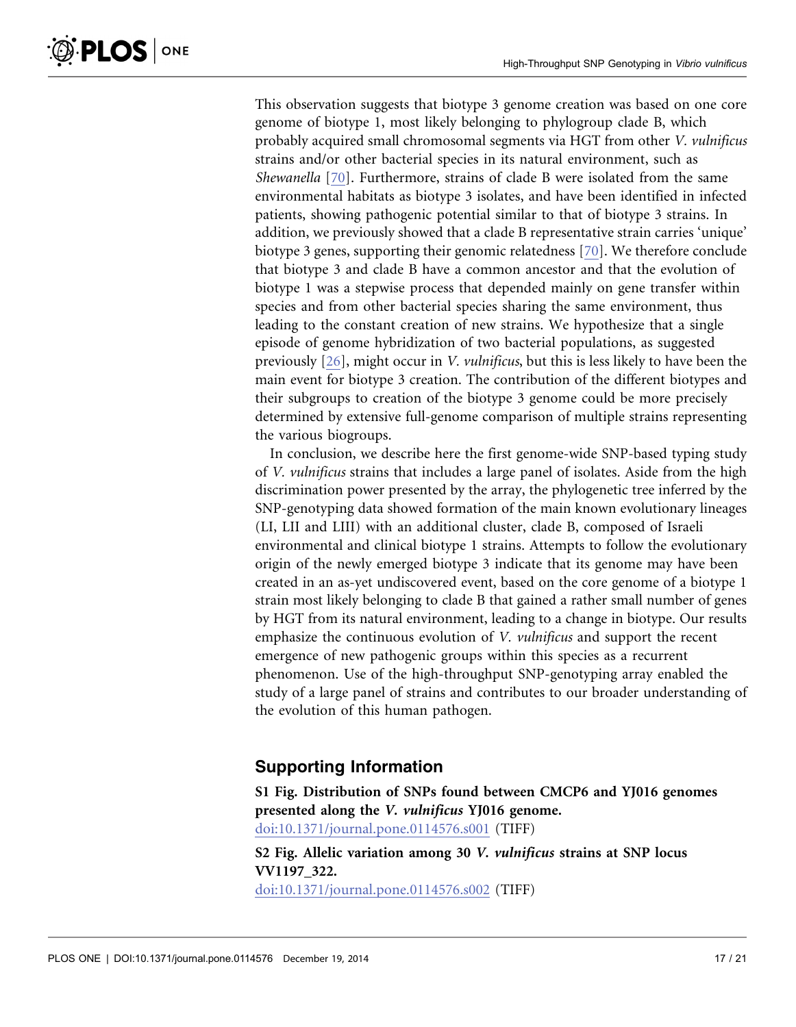This observation suggests that biotype 3 genome creation was based on one core genome of biotype 1, most likely belonging to phylogroup clade B, which probably acquired small chromosomal segments via HGT from other *V. vulnificus* strains and/or other bacterial species in its natural environment, such as *Shewanella* [70]. Furthermore, strains of clade B were isolated from the same environmental habitats as biotype 3 isolates, and have been identified in infected patients, showing pathogenic potential similar to that of biotype 3 strains. In addition, we previously showed that a clade B representative strain carries 'unique' biotype 3 genes, supporting their genomic relatedness [70]. We therefore conclude that biotype 3 and clade B have a common ancestor and that the evolution of biotype 1 was a stepwise process that depended mainly on gene transfer within species and from other bacterial species sharing the same environment, thus leading to the constant creation of new strains. We hypothesize that a single episode of genome hybridization of two bacterial populations, as suggested previously [26], might occur in *V. vulnificus*, but this is less likely to have been the main event for biotype 3 creation. The contribution of the different biotypes and their subgroups to creation of the biotype 3 genome could be more precisely determined by extensive full-genome comparison of multiple strains representing the various biogroups.

In conclusion, we describe here the first genome-wide SNP-based typing study of *V. vulnificus* strains that includes a large panel of isolates. Aside from the high discrimination power presented by the array, the phylogenetic tree inferred by the SNP-genotyping data showed formation of the main known evolutionary lineages (LI, LII and LIII) with an additional cluster, clade B, composed of Israeli environmental and clinical biotype 1 strains. Attempts to follow the evolutionary origin of the newly emerged biotype 3 indicate that its genome may have been created in an as-yet undiscovered event, based on the core genome of a biotype 1 strain most likely belonging to clade B that gained a rather small number of genes by HGT from its natural environment, leading to a change in biotype. Our results emphasize the continuous evolution of *V. vulnificus* and support the recent emergence of new pathogenic groups within this species as a recurrent phenomenon. Use of the high-throughput SNP-genotyping array enabled the study of a large panel of strains and contributes to our broader understanding of the evolution of this human pathogen.

## Supporting Information

**S1 Fig. Distribution of SNPs found between CMCP6 and YJ016 genomes presented along the *V. vulnificus* YJ016 genome.**
doi:10.1371/journal.pone.0114576.s001 (TIFF)

**S2 Fig. Allelic variation among 30 *V. vulnificus* strains at SNP locus VV1197_322.**
doi:10.1371/journal.pone.0114576.s002 (TIFF)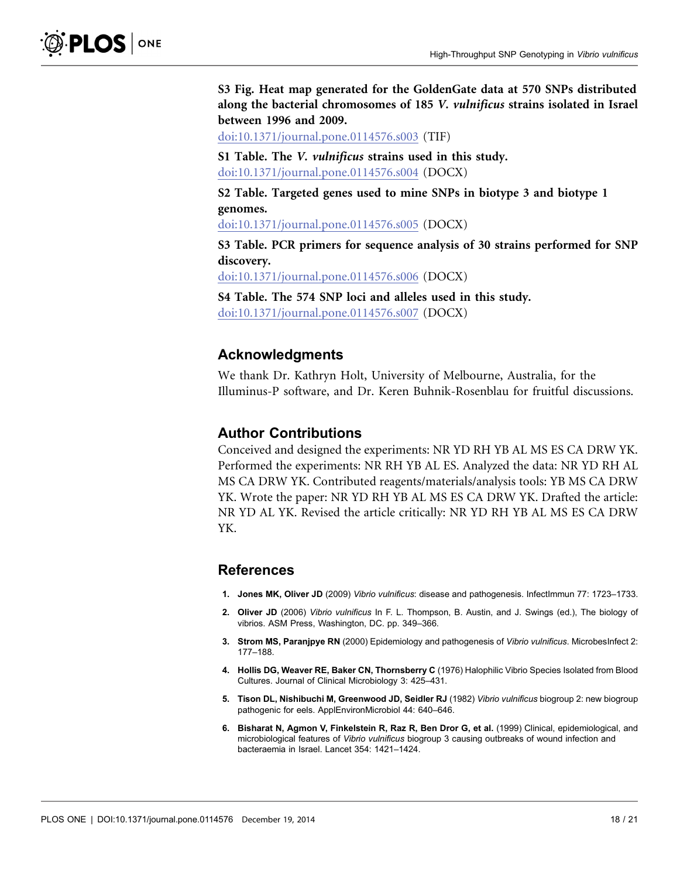**S3 Fig. Heat map generated for the GoldenGate data at 570 SNPs distributed along the bacterial chromosomes of 185 *V. vulnificus* strains isolated in Israel between 1996 and 2009.**

doi:10.1371/journal.pone.0114576.s003 (TIF)

**S1 Table. The *V. vulnificus* strains used in this study.**

doi:10.1371/journal.pone.0114576.s004 (DOCX)

**S2 Table. Targeted genes used to mine SNPs in biotype 3 and biotype 1 genomes.**

doi:10.1371/journal.pone.0114576.s005 (DOCX)

**S3 Table. PCR primers for sequence analysis of 30 strains performed for SNP discovery.**

doi:10.1371/journal.pone.0114576.s006 (DOCX)

**S4 Table. The 574 SNP loci and alleles used in this study.**

doi:10.1371/journal.pone.0114576.s007 (DOCX)

## Acknowledgments

We thank Dr. Kathryn Holt, University of Melbourne, Australia, for the Illuminus-P software, and Dr. Keren Buhnik-Rosenblau for fruitful discussions.

## Author Contributions

Conceived and designed the experiments: NR YD RH YB AL MS ES CA DRW YK. Performed the experiments: NR RH YB AL ES. Analyzed the data: NR YD RH AL MS CA DRW YK. Contributed reagents/materials/analysis tools: YB MS CA DRW YK. Wrote the paper: NR YD RH YB AL MS ES CA DRW YK. Drafted the article: NR YD AL YK. Revised the article critically: NR YD RH YB AL MS ES CA DRW YK.

## References

1. **Jones MK, Oliver JD** (2009) *Vibrio vulnificus*: disease and pathogenesis. InfectImmun 77: 1723–1733.
2. **Oliver JD** (2006) *Vibrio vulnificus* In F. L. Thompson, B. Austin, and J. Swings (ed.), The biology of vibrios. ASM Press, Washington, DC. pp. 349–366.
3. **Strom MS, Paranjpye RN** (2000) Epidemiology and pathogenesis of *Vibrio vulnificus*. MicrobesInfect 2: 177–188.
4. **Hollis DG, Weaver RE, Baker CN, Thornsberry C** (1976) Halophilic Vibrio Species Isolated from Blood Cultures. Journal of Clinical Microbiology 3: 425–431.
5. **Tison DL, Nishibuchi M, Greenwood JD, Seidler RJ** (1982) *Vibrio vulnificus* biogroup 2: new biogroup pathogenic for eels. ApplEnvironMicrobiol 44: 640–646.
6. **Bisharat N, Agmon V, Finkelstein R, Raz R, Ben Dror G, et al.** (1999) Clinical, epidemiological, and microbiological features of *Vibrio vulnificus* biogroup 3 causing outbreaks of wound infection and bacteraemia in Israel. Lancet 354: 1421–1424.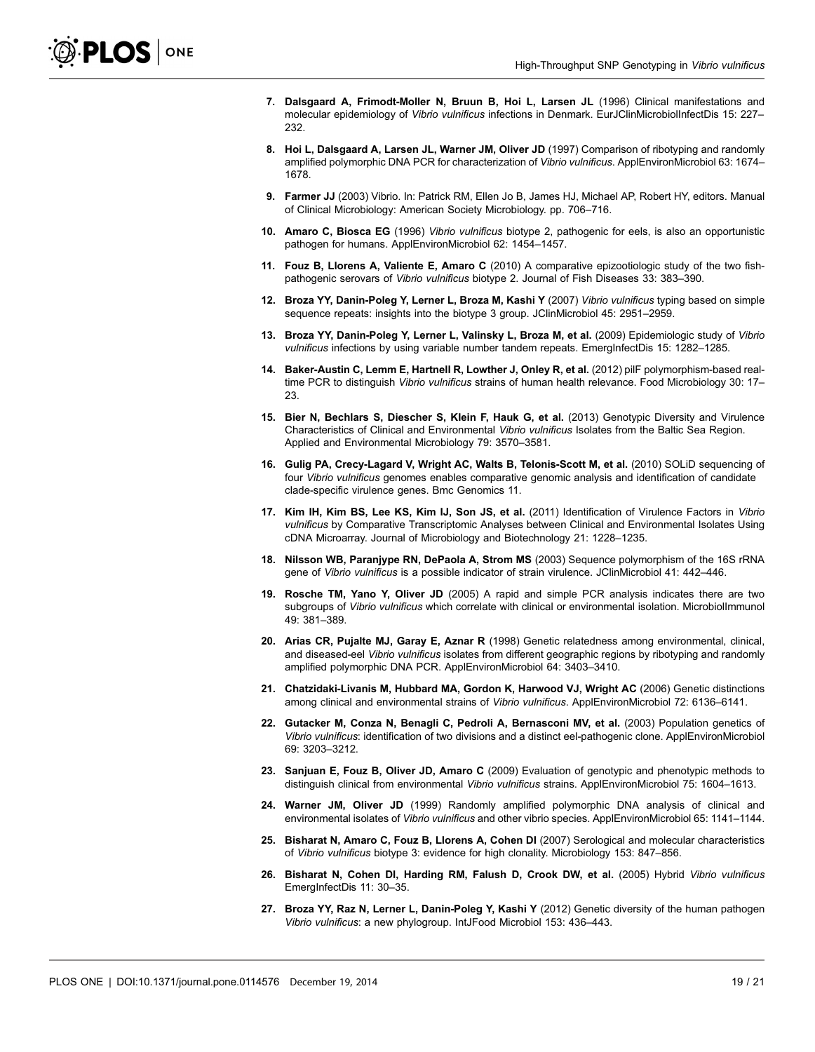7. **Dalsgaard A, Frimodt-Moller N, Bruun B, Hoi L, Larsen JL** (1996) Clinical manifestations and molecular epidemiology of *Vibrio vulnificus* infections in Denmark. EurJClinMicrobiolInfectDis 15: 227–232.
8. **Hoi L, Dalsgaard A, Larsen JL, Warner JM, Oliver JD** (1997) Comparison of ribotyping and randomly amplified polymorphic DNA PCR for characterization of *Vibrio vulnificus*. ApplEnvironMicrobiol 63: 1674–1678.
9. **Farmer JJ** (2003) Vibrio. In: Patrick RM, Ellen Jo B, James HJ, Michael AP, Robert HY, editors. Manual of Clinical Microbiology: American Society Microbiology. pp. 706–716.
10. **Amaro C, Biosca EG** (1996) *Vibrio vulnificus* biotype 2, pathogenic for eels, is also an opportunistic pathogen for humans. ApplEnvironMicrobiol 62: 1454–1457.
11. **Fouz B, Llorens A, Valiente E, Amaro C** (2010) A comparative epizootiologic study of the two fish-pathogenic serovars of *Vibrio vulnificus* biotype 2. Journal of Fish Diseases 33: 383–390.
12. **Broza YY, Danin-Poleg Y, Lerner L, Broza M, Kashi Y** (2007) *Vibrio vulnificus* typing based on simple sequence repeats: insights into the biotype 3 group. JClinMicrobiol 45: 2951–2959.
13. **Broza YY, Danin-Poleg Y, Lerner L, Valinsky L, Broza M, et al.** (2009) Epidemiologic study of *Vibrio vulnificus* infections by using variable number tandem repeats. EmergInfectDis 15: 1282–1285.
14. **Baker-Austin C, Lemm E, Hartnell R, Lowther J, Onley R, et al.** (2012) pilF polymorphism-based real-time PCR to distinguish *Vibrio vulnificus* strains of human health relevance. Food Microbiology 30: 17–23.
15. **Bier N, Bechlars S, Diescher S, Klein F, Hauk G, et al.** (2013) Genotypic Diversity and Virulence Characteristics of Clinical and Environmental *Vibrio vulnificus* Isolates from the Baltic Sea Region. Applied and Environmental Microbiology 79: 3570–3581.
16. **Gulig PA, Crecy-Lagard V, Wright AC, Walts B, Telonis-Scott M, et al.** (2010) SOLiD sequencing of four *Vibrio vulnificus* genomes enables comparative genomic analysis and identification of candidate clade-specific virulence genes. Bmc Genomics 11.
17. **Kim IH, Kim BS, Lee KS, Kim IJ, Son JS, et al.** (2011) Identification of Virulence Factors in *Vibrio vulnificus* by Comparative Transcriptomic Analyses between Clinical and Environmental Isolates Using cDNA Microarray. Journal of Microbiology and Biotechnology 21: 1228–1235.
18. **Nilsson WB, Paranjype RN, DePaola A, Strom MS** (2003) Sequence polymorphism of the 16S rRNA gene of *Vibrio vulnificus* is a possible indicator of strain virulence. JClinMicrobiol 41: 442–446.
19. **Rosche TM, Yano Y, Oliver JD** (2005) A rapid and simple PCR analysis indicates there are two subgroups of *Vibrio vulnificus* which correlate with clinical or environmental isolation. MicrobiolImmunol 49: 381–389.
20. **Arias CR, Pujalte MJ, Garay E, Aznar R** (1998) Genetic relatedness among environmental, clinical, and diseased-eel *Vibrio vulnificus* isolates from different geographic regions by ribotyping and randomly amplified polymorphic DNA PCR. ApplEnvironMicrobiol 64: 3403–3410.
21. **Chatzidaki-Livanis M, Hubbard MA, Gordon K, Harwood VJ, Wright AC** (2006) Genetic distinctions among clinical and environmental strains of *Vibrio vulnificus*. ApplEnvironMicrobiol 72: 6136–6141.
22. **Gutacker M, Conza N, Benagli C, Pedroli A, Bernasconi MV, et al.** (2003) Population genetics of *Vibrio vulnificus*: identification of two divisions and a distinct eel-pathogenic clone. ApplEnvironMicrobiol 69: 3203–3212.
23. **Sanjuan E, Fouz B, Oliver JD, Amaro C** (2009) Evaluation of genotypic and phenotypic methods to distinguish clinical from environmental *Vibrio vulnificus* strains. ApplEnvironMicrobiol 75: 1604–1613.
24. **Warner JM, Oliver JD** (1999) Randomly amplified polymorphic DNA analysis of clinical and environmental isolates of *Vibrio vulnificus* and other vibrio species. ApplEnvironMicrobiol 65: 1141–1144.
25. **Bisharat N, Amaro C, Fouz B, Llorens A, Cohen DI** (2007) Serological and molecular characteristics of *Vibrio vulnificus* biotype 3: evidence for high clonality. Microbiology 153: 847–856.
26. **Bisharat N, Cohen DI, Harding RM, Falush D, Crook DW, et al.** (2005) Hybrid *Vibrio vulnificus* EmergInfectDis 11: 30–35.
27. **Broza YY, Raz N, Lerner L, Danin-Poleg Y, Kashi Y** (2012) Genetic diversity of the human pathogen *Vibrio vulnificus*: a new phylogroup. IntJFood Microbiol 153: 436–443.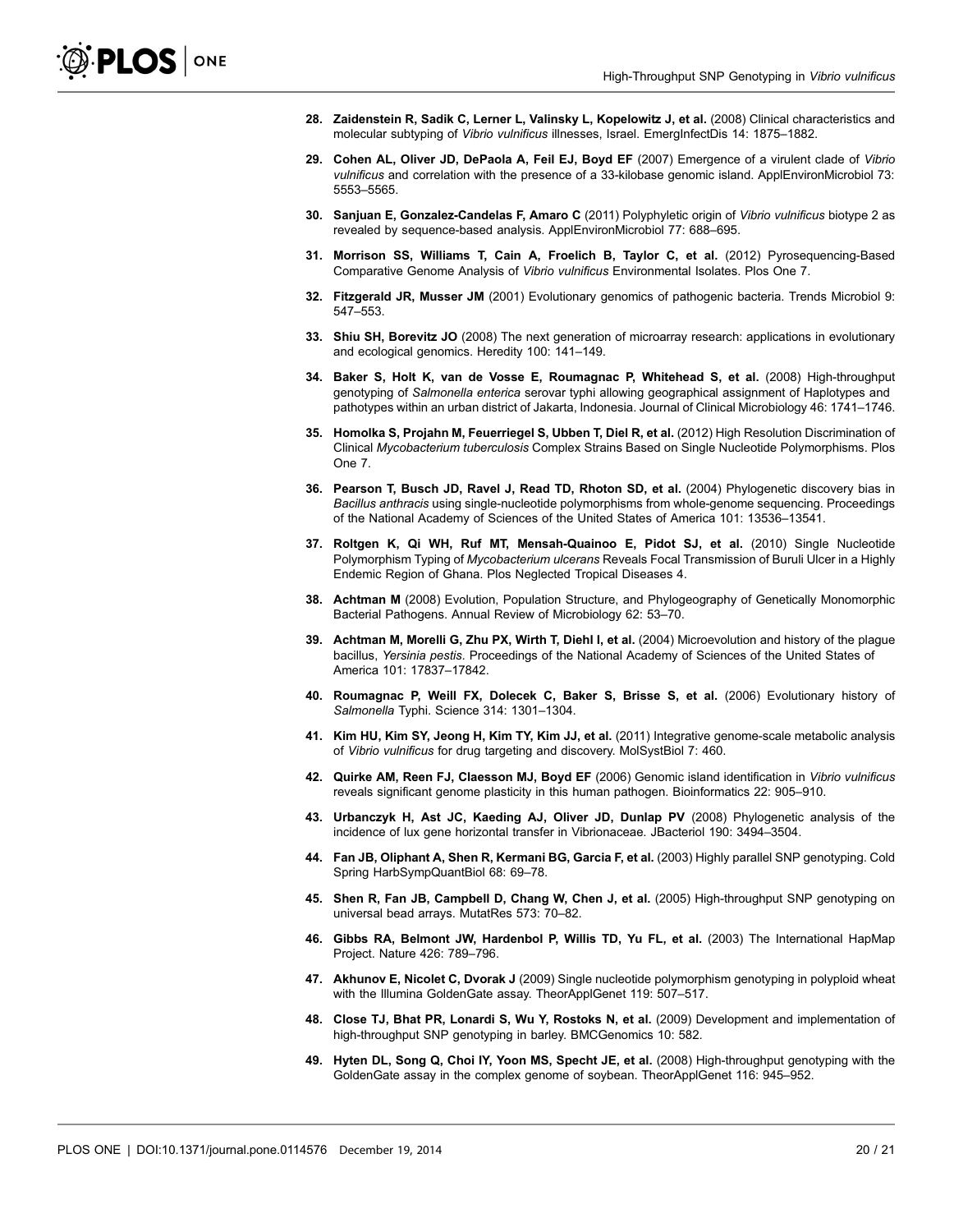28. **Zaidenstein R, Sadik C, Lerner L, Valinsky L, Kopelowitz J, et al.** (2008) Clinical characteristics and molecular subtyping of *Vibrio vulnificus* illnesses, Israel. EmergInfectDis 14: 1875–1882.

29. **Cohen AL, Oliver JD, DePaola A, Feil EJ, Boyd EF** (2007) Emergence of a virulent clade of *Vibrio vulnificus* and correlation with the presence of a 33-kilobase genomic island. ApplEnvironMicrobiol 73: 5553–5565.

30. **Sanjuan E, Gonzalez-Candelas F, Amaro C** (2011) Polyphyletic origin of *Vibrio vulnificus* biotype 2 as revealed by sequence-based analysis. ApplEnvironMicrobiol 77: 688–695.

31. **Morrison SS, Williams T, Cain A, Froelich B, Taylor C, et al.** (2012) Pyrosequencing-Based Comparative Genome Analysis of *Vibrio vulnificus* Environmental Isolates. Plos One 7.

32. **Fitzgerald JR, Musser JM** (2001) Evolutionary genomics of pathogenic bacteria. Trends Microbiol 9: 547–553.

33. **Shiu SH, Borevitz JO** (2008) The next generation of microarray research: applications in evolutionary and ecological genomics. Heredity 100: 141–149.

34. **Baker S, Holt K, van de Vosse E, Roumagnac P, Whitehead S, et al.** (2008) High-throughput genotyping of *Salmonella enterica* serovar typhi allowing geographical assignment of Haplotypes and pathotypes within an urban district of Jakarta, Indonesia. Journal of Clinical Microbiology 46: 1741–1746.

35. **Homolka S, Projahn M, Feuerriegel S, Ubben T, Diel R, et al.** (2012) High Resolution Discrimination of Clinical *Mycobacterium tuberculosis* Complex Strains Based on Single Nucleotide Polymorphisms. Plos One 7.

36. **Pearson T, Busch JD, Ravel J, Read TD, Rhoton SD, et al.** (2004) Phylogenetic discovery bias in *Bacillus anthracis* using single-nucleotide polymorphisms from whole-genome sequencing. Proceedings of the National Academy of Sciences of the United States of America 101: 13536–13541.

37. **Roltgen K, Qi WH, Ruf MT, Mensah-Quainoo E, Pidot SJ, et al.** (2010) Single Nucleotide Polymorphism Typing of *Mycobacterium ulcerans* Reveals Focal Transmission of Buruli Ulcer in a Highly Endemic Region of Ghana. Plos Neglected Tropical Diseases 4.

38. **Achtman M** (2008) Evolution, Population Structure, and Phylogeography of Genetically Monomorphic Bacterial Pathogens. Annual Review of Microbiology 62: 53–70.

39. **Achtman M, Morelli G, Zhu PX, Wirth T, Diehl I, et al.** (2004) Microevolution and history of the plague bacillus, *Yersinia pestis*. Proceedings of the National Academy of Sciences of the United States of America 101: 17837–17842.

40. **Roumagnac P, Weill FX, Dolecek C, Baker S, Brisse S, et al.** (2006) Evolutionary history of *Salmonella* Typhi. Science 314: 1301–1304.

41. **Kim HU, Kim SY, Jeong H, Kim TY, Kim JJ, et al.** (2011) Integrative genome-scale metabolic analysis of *Vibrio vulnificus* for drug targeting and discovery. MolSystBiol 7: 460.

42. **Quirke AM, Reen FJ, Claesson MJ, Boyd EF** (2006) Genomic island identification in *Vibrio vulnificus* reveals significant genome plasticity in this human pathogen. Bioinformatics 22: 905–910.

43. **Urbanczyk H, Ast JC, Kaeding AJ, Oliver JD, Dunlap PV** (2008) Phylogenetic analysis of the incidence of lux gene horizontal transfer in Vibrionaceae. JBacteriol 190: 3494–3504.

44. **Fan JB, Oliphant A, Shen R, Kermani BG, Garcia F, et al.** (2003) Highly parallel SNP genotyping. Cold Spring HarbSympQuantBiol 68: 69–78.

45. **Shen R, Fan JB, Campbell D, Chang W, Chen J, et al.** (2005) High-throughput SNP genotyping on universal bead arrays. MutatRes 573: 70–82.

46. **Gibbs RA, Belmont JW, Hardenbol P, Willis TD, Yu FL, et al.** (2003) The International HapMap Project. Nature 426: 789–796.

47. **Akhunov E, Nicolet C, Dvorak J** (2009) Single nucleotide polymorphism genotyping in polyploid wheat with the Illumina GoldenGate assay. TheorApplGenet 119: 507–517.

48. **Close TJ, Bhat PR, Lonardi S, Wu Y, Rostoks N, et al.** (2009) Development and implementation of high-throughput SNP genotyping in barley. BMCGenomics 10: 582.

49. **Hyten DL, Song Q, Choi IY, Yoon MS, Specht JE, et al.** (2008) High-throughput genotyping with the GoldenGate assay in the complex genome of soybean. TheorApplGenet 116: 945–952.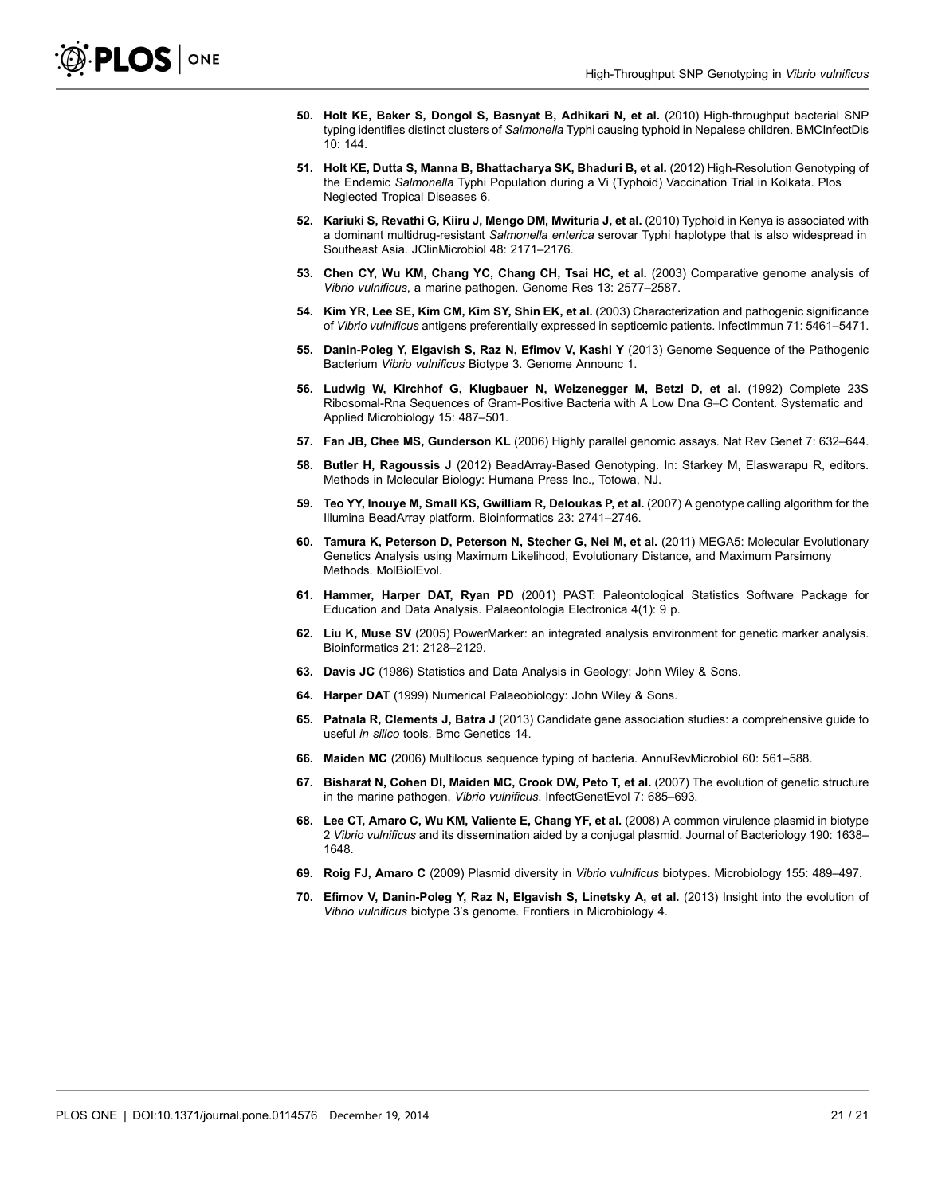50. **Holt KE, Baker S, Dongol S, Basnyat B, Adhikari N, et al.** (2010) High-throughput bacterial SNP typing identifies distinct clusters of *Salmonella* Typhi causing typhoid in Nepalese children. BMCInfectDis 10: 144.

51. **Holt KE, Dutta S, Manna B, Bhattacharya SK, Bhaduri B, et al.** (2012) High-Resolution Genotyping of the Endemic *Salmonella* Typhi Population during a Vi (Typhoid) Vaccination Trial in Kolkata. Plos Neglected Tropical Diseases 6.

52. **Kariuki S, Revathi G, Kiiru J, Mengo DM, Mwituria J, et al.** (2010) Typhoid in Kenya is associated with a dominant multidrug-resistant *Salmonella enterica* serovar Typhi haplotype that is also widespread in Southeast Asia. JClinMicrobiol 48: 2171–2176.

53. **Chen CY, Wu KM, Chang YC, Chang CH, Tsai HC, et al.** (2003) Comparative genome analysis of *Vibrio vulnificus*, a marine pathogen. Genome Res 13: 2577–2587.

54. **Kim YR, Lee SE, Kim CM, Kim SY, Shin EK, et al.** (2003) Characterization and pathogenic significance of *Vibrio vulnificus* antigens preferentially expressed in septicemic patients. InfectImmun 71: 5461–5471.

55. **Danin-Poleg Y, Elgavish S, Raz N, Efimov V, Kashi Y** (2013) Genome Sequence of the Pathogenic Bacterium *Vibrio vulnificus* Biotype 3. Genome Announc 1.

56. **Ludwig W, Kirchhof G, Klugbauer N, Weizenegger M, Betzl D, et al.** (1992) Complete 23S Ribosomal-Rna Sequences of Gram-Positive Bacteria with A Low Dna G+C Content. Systematic and Applied Microbiology 15: 487–501.

57. **Fan JB, Chee MS, Gunderson KL** (2006) Highly parallel genomic assays. Nat Rev Genet 7: 632–644.

58. **Butler H, Ragoussis J** (2012) BeadArray-Based Genotyping. In: Starkey M, Elaswarapu R, editors. Methods in Molecular Biology: Humana Press Inc., Totowa, NJ.

59. **Teo YY, Inouye M, Small KS, Gwilliam R, Deloukas P, et al.** (2007) A genotype calling algorithm for the Illumina BeadArray platform. Bioinformatics 23: 2741–2746.

60. **Tamura K, Peterson D, Peterson N, Stecher G, Nei M, et al.** (2011) MEGA5: Molecular Evolutionary Genetics Analysis using Maximum Likelihood, Evolutionary Distance, and Maximum Parsimony Methods. MolBiolEvol.

61. **Hammer, Harper DAT, Ryan PD** (2001) PAST: Paleontological Statistics Software Package for Education and Data Analysis. Palaeontologia Electronica 4(1): 9 p.

62. **Liu K, Muse SV** (2005) PowerMarker: an integrated analysis environment for genetic marker analysis. Bioinformatics 21: 2128–2129.

63. **Davis JC** (1986) Statistics and Data Analysis in Geology: John Wiley & Sons.

64. **Harper DAT** (1999) Numerical Palaeobiology: John Wiley & Sons.

65. **Patnala R, Clements J, Batra J** (2013) Candidate gene association studies: a comprehensive guide to useful *in silico* tools. Bmc Genetics 14.

66. **Maiden MC** (2006) Multilocus sequence typing of bacteria. AnnuRevMicrobiol 60: 561–588.

67. **Bisharat N, Cohen DI, Maiden MC, Crook DW, Peto T, et al.** (2007) The evolution of genetic structure in the marine pathogen, *Vibrio vulnificus*. InfectGenetEvol 7: 685–693.

68. **Lee CT, Amaro C, Wu KM, Valiente E, Chang YF, et al.** (2008) A common virulence plasmid in biotype 2 *Vibrio vulnificus* and its dissemination aided by a conjugal plasmid. Journal of Bacteriology 190: 1638–1648.

69. **Roig FJ, Amaro C** (2009) Plasmid diversity in *Vibrio vulnificus* biotypes. Microbiology 155: 489–497.

70. **Efimov V, Danin-Poleg Y, Raz N, Elgavish S, Linetsky A, et al.** (2013) Insight into the evolution of *Vibrio vulnificus* biotype 3's genome. Frontiers in Microbiology 4.